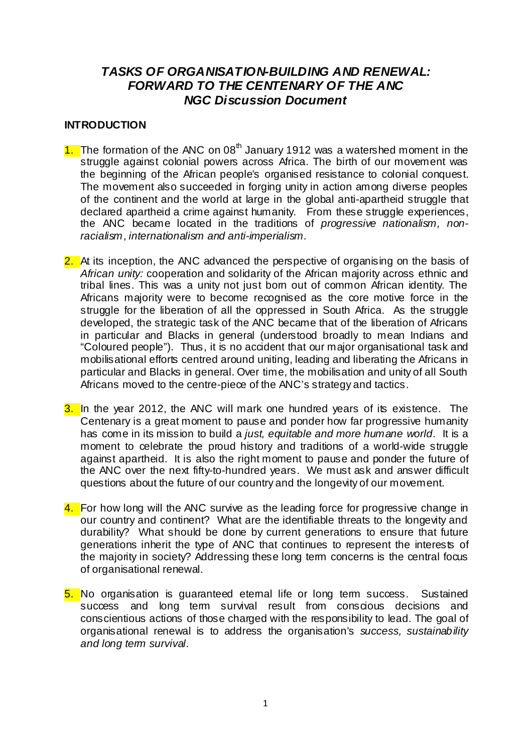# *TASKS OF ORGANISATION-BUILDING AND RENEWAL: FORWARD TO THE CENTENARY OF THE ANC*
## *NGC Discussion Document*

**INTRODUCTION**

1. The formation of the ANC on 08th January 1912 was a watershed moment in the struggle against colonial powers across Africa. The birth of our movement was the beginning of the African people's organised resistance to colonial conquest. The movement also succeeded in forging unity in action among diverse peoples of the continent and the world at large in the global anti-apartheid struggle that declared apartheid a crime against humanity. From these struggle experiences, the ANC became located in the traditions of *progressive nationalism, non-racialism*, *internationalism and anti-imperialism.*

2. At its inception, the ANC advanced the perspective of organising on the basis of *African unity:* cooperation and solidarity of the African majority across ethnic and tribal lines. This was a unity not just born out of common African identity. The Africans majority were to become recognised as the core motive force in the struggle for the liberation of all the oppressed in South Africa. As the struggle developed, the strategic task of the ANC became that of the liberation of Africans in particular and Blacks in general (understood broadly to mean Indians and "Coloured people"). Thus, it is no accident that our major organisational task and mobilisational efforts centred around uniting, leading and liberating the Africans in particular and Blacks in general. Over time, the mobilisation and unity of all South Africans moved to the centre-piece of the ANC's strategy and tactics.

3. In the year 2012, the ANC will mark one hundred years of its existence. The Centenary is a great moment to pause and ponder how far progressive humanity has come in its mission to build a *just, equitable and more humane world*. It is a moment to celebrate the proud history and traditions of a world-wide struggle against apartheid. It is also the right moment to pause and ponder the future of the ANC over the next fifty-to-hundred years. We must ask and answer difficult questions about the future of our country and the longevity of our movement.

4. For how long will the ANC survive as the leading force for progressive change in our country and continent? What are the identifiable threats to the longevity and durability? What should be done by current generations to ensure that future generations inherit the type of ANC that continues to represent the interests of the majority in society? Addressing these long term concerns is the central focus of organisational renewal.

5. No organisation is guaranteed eternal life or long term success. Sustained success and long term survival result from conscious decisions and conscientious actions of those charged with the responsibility to lead. The goal of organisational renewal is to address the organisation's *success, sustainability and long term survival*.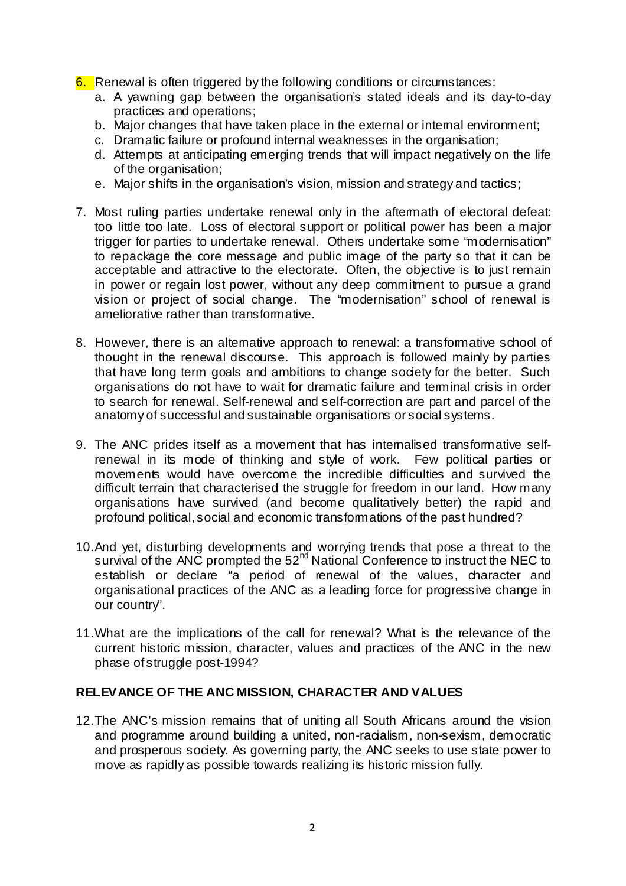6. Renewal is often triggered by the following conditions or circumstances:
    a. A yawning gap between the organisation's stated ideals and its day-to-day practices and operations;
    b. Major changes that have taken place in the external or internal environment;
    c. Dramatic failure or profound internal weaknesses in the organisation;
    d. Attempts at anticipating emerging trends that will impact negatively on the life of the organisation;
    e. Major shifts in the organisation's vision, mission and strategy and tactics;

7. Most ruling parties undertake renewal only in the aftermath of electoral defeat: too little too late. Loss of electoral support or political power has been a major trigger for parties to undertake renewal. Others undertake some "modernisation" to repackage the core message and public image of the party so that it can be acceptable and attractive to the electorate. Often, the objective is to just remain in power or regain lost power, without any deep commitment to pursue a grand vision or project of social change. The "modernisation" school of renewal is ameliorative rather than transformative.

8. However, there is an alternative approach to renewal: a transformative school of thought in the renewal discourse. This approach is followed mainly by parties that have long term goals and ambitions to change society for the better. Such organisations do not have to wait for dramatic failure and terminal crisis in order to search for renewal. Self-renewal and self-correction are part and parcel of the anatomy of successful and sustainable organisations or social systems.

9. The ANC prides itself as a movement that has internalised transformative self-renewal in its mode of thinking and style of work. Few political parties or movements would have overcome the incredible difficulties and survived the difficult terrain that characterised the struggle for freedom in our land. How many organisations have survived (and become qualitatively better) the rapid and profound political, social and economic transformations of the past hundred?

10. And yet, disturbing developments and worrying trends that pose a threat to the survival of the ANC prompted the 52nd National Conference to instruct the NEC to establish or declare "a period of renewal of the values, character and organisational practices of the ANC as a leading force for progressive change in our country".

11. What are the implications of the call for renewal? What is the relevance of the current historic mission, character, values and practices of the ANC in the new phase of struggle post-1994?

## RELEVANCE OF THE ANC MISSION, CHARACTER AND VALUES

12. The ANC's mission remains that of uniting all South Africans around the vision and programme around building a united, non-racialism, non-sexism, democratic and prosperous society. As governing party, the ANC seeks to use state power to move as rapidly as possible towards realizing its historic mission fully.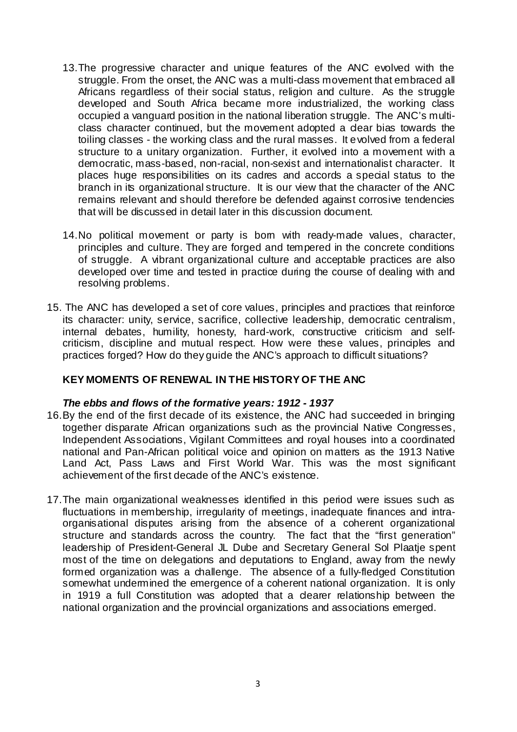13. The progressive character and unique features of the ANC evolved with the struggle. From the onset, the ANC was a multi-class movement that embraced all Africans regardless of their social status, religion and culture. As the struggle developed and South Africa became more industrialized, the working class occupied a vanguard position in the national liberation struggle. The ANC's multi-class character continued, but the movement adopted a clear bias towards the toiling classes - the working class and the rural masses. It evolved from a federal structure to a unitary organization. Further, it evolved into a movement with a democratic, mass-based, non-racial, non-sexist and internationalist character. It places huge responsibilities on its cadres and accords a special status to the branch in its organizational structure. It is our view that the character of the ANC remains relevant and should therefore be defended against corrosive tendencies that will be discussed in detail later in this discussion document.

14. No political movement or party is born with ready-made values, character, principles and culture. They are forged and tempered in the concrete conditions of struggle. A vibrant organizational culture and acceptable practices are also developed over time and tested in practice during the course of dealing with and resolving problems.

15. The ANC has developed a set of core values, principles and practices that reinforce its character: unity, service, sacrifice, collective leadership, democratic centralism, internal debates, humility, honesty, hard-work, constructive criticism and self-criticism, discipline and mutual respect. How were these values, principles and practices forged? How do they guide the ANC's approach to difficult situations?

## KEY MOMENTS OF RENEWAL IN THE HISTORY OF THE ANC

### *The ebbs and flows of the formative years: 1912 - 1937*

16. By the end of the first decade of its existence, the ANC had succeeded in bringing together disparate African organizations such as the provincial Native Congresses, Independent Associations, Vigilant Committees and royal houses into a coordinated national and Pan-African political voice and opinion on matters as the 1913 Native Land Act, Pass Laws and First World War. This was the most significant achievement of the first decade of the ANC's existence.

17. The main organizational weaknesses identified in this period were issues such as fluctuations in membership, irregularity of meetings, inadequate finances and intra-organisational disputes arising from the absence of a coherent organizational structure and standards across the country. The fact that the "first generation" leadership of President-General JL Dube and Secretary General Sol Plaatje spent most of the time on delegations and deputations to England, away from the newly formed organization was a challenge. The absence of a fully-fledged Constitution somewhat undermined the emergence of a coherent national organization. It is only in 1919 a full Constitution was adopted that a clearer relationship between the national organization and the provincial organizations and associations emerged.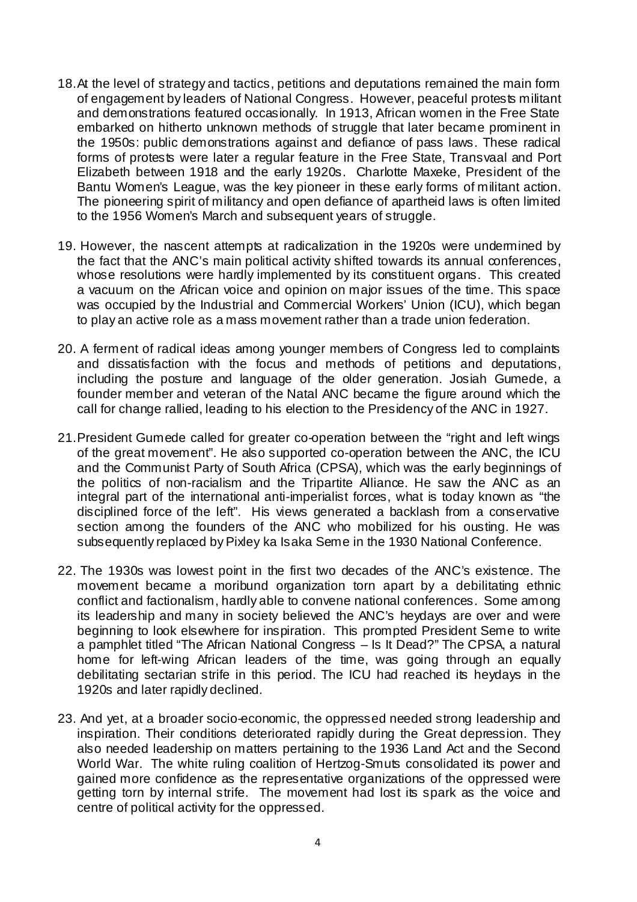18. At the level of strategy and tactics, petitions and deputations remained the main form of engagement by leaders of National Congress. However, peaceful protests militant and demonstrations featured occasionally. In 1913, African women in the Free State embarked on hitherto unknown methods of struggle that later became prominent in the 1950s: public demonstrations against and defiance of pass laws. These radical forms of protests were later a regular feature in the Free State, Transvaal and Port Elizabeth between 1918 and the early 1920s. Charlotte Maxeke, President of the Bantu Women's League, was the key pioneer in these early forms of militant action. The pioneering spirit of militancy and open defiance of apartheid laws is often limited to the 1956 Women's March and subsequent years of struggle.

19. However, the nascent attempts at radicalization in the 1920s were undermined by the fact that the ANC's main political activity shifted towards its annual conferences, whose resolutions were hardly implemented by its constituent organs. This created a vacuum on the African voice and opinion on major issues of the time. This space was occupied by the Industrial and Commercial Workers' Union (ICU), which began to play an active role as a mass movement rather than a trade union federation.

20. A ferment of radical ideas among younger members of Congress led to complaints and dissatisfaction with the focus and methods of petitions and deputations, including the posture and language of the older generation. Josiah Gumede, a founder member and veteran of the Natal ANC became the figure around which the call for change rallied, leading to his election to the Presidency of the ANC in 1927.

21. President Gumede called for greater co-operation between the "right and left wings of the great movement". He also supported co-operation between the ANC, the ICU and the Communist Party of South Africa (CPSA), which was the early beginnings of the politics of non-racialism and the Tripartite Alliance. He saw the ANC as an integral part of the international anti-imperialist forces, what is today known as "the disciplined force of the left". His views generated a backlash from a conservative section among the founders of the ANC who mobilized for his ousting. He was subsequently replaced by Pixley ka Isaka Seme in the 1930 National Conference.

22. The 1930s was lowest point in the first two decades of the ANC's existence. The movement became a moribund organization torn apart by a debilitating ethnic conflict and factionalism, hardly able to convene national conferences. Some among its leadership and many in society believed the ANC's heydays are over and were beginning to look elsewhere for inspiration. This prompted President Seme to write a pamphlet titled "The African National Congress – Is It Dead?" The CPSA, a natural home for left-wing African leaders of the time, was going through an equally debilitating sectarian strife in this period. The ICU had reached its heydays in the 1920s and later rapidly declined.

23. And yet, at a broader socio-economic, the oppressed needed strong leadership and inspiration. Their conditions deteriorated rapidly during the Great depression. They also needed leadership on matters pertaining to the 1936 Land Act and the Second World War. The white ruling coalition of Hertzog-Smuts consolidated its power and gained more confidence as the representative organizations of the oppressed were getting torn by internal strife. The movement had lost its spark as the voice and centre of political activity for the oppressed.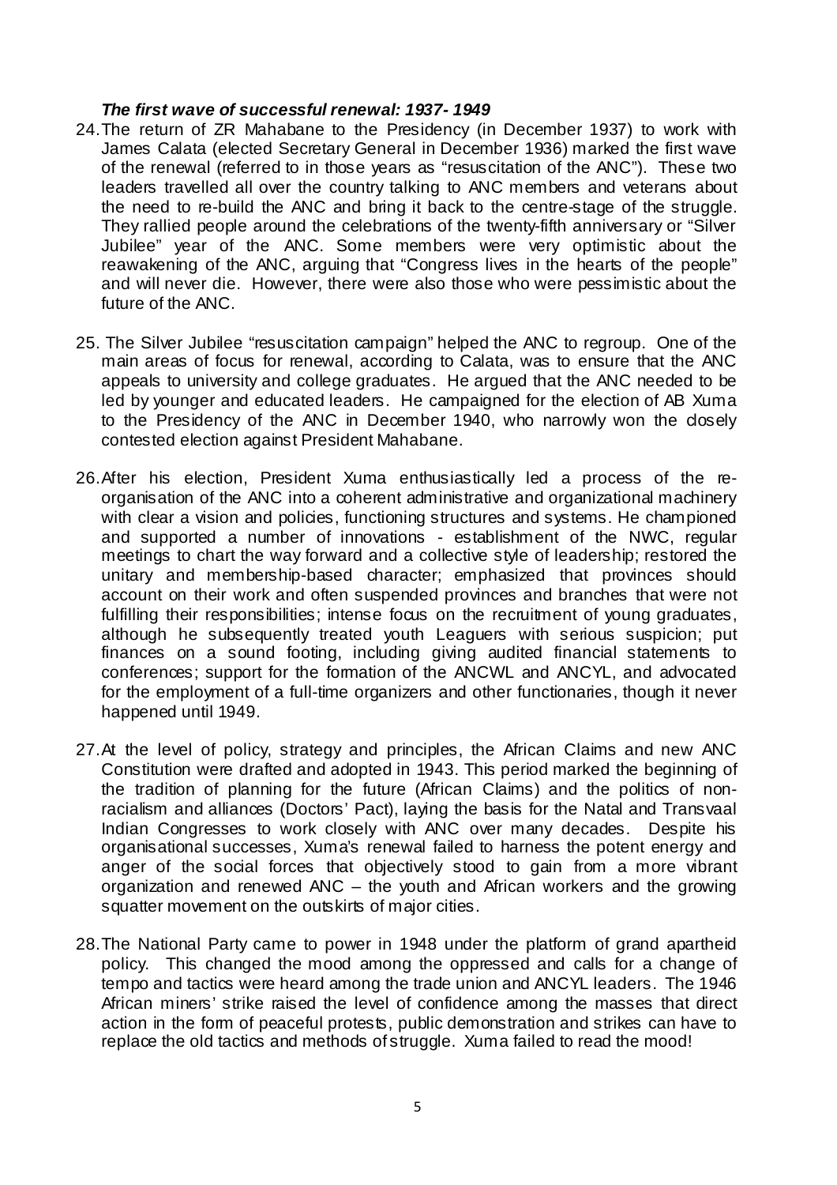***The first wave of successful renewal: 1937- 1949***

24. The return of ZR Mahabane to the Presidency (in December 1937) to work with James Calata (elected Secretary General in December 1936) marked the first wave of the renewal (referred to in those years as "resuscitation of the ANC"). These two leaders travelled all over the country talking to ANC members and veterans about the need to re-build the ANC and bring it back to the centre-stage of the struggle. They rallied people around the celebrations of the twenty-fifth anniversary or "Silver Jubilee" year of the ANC. Some members were very optimistic about the reawakening of the ANC, arguing that "Congress lives in the hearts of the people" and will never die. However, there were also those who were pessimistic about the future of the ANC.

25. The Silver Jubilee "resuscitation campaign" helped the ANC to regroup. One of the main areas of focus for renewal, according to Calata, was to ensure that the ANC appeals to university and college graduates. He argued that the ANC needed to be led by younger and educated leaders. He campaigned for the election of AB Xuma to the Presidency of the ANC in December 1940, who narrowly won the closely contested election against President Mahabane.

26. After his election, President Xuma enthusiastically led a process of the re-organisation of the ANC into a coherent administrative and organizational machinery with clear a vision and policies, functioning structures and systems. He championed and supported a number of innovations - establishment of the NWC, regular meetings to chart the way forward and a collective style of leadership; restored the unitary and membership-based character; emphasized that provinces should account on their work and often suspended provinces and branches that were not fulfilling their responsibilities; intense focus on the recruitment of young graduates, although he subsequently treated youth Leaguers with serious suspicion; put finances on a sound footing, including giving audited financial statements to conferences; support for the formation of the ANCWL and ANCYL, and advocated for the employment of a full-time organizers and other functionaries, though it never happened until 1949.

27. At the level of policy, strategy and principles, the African Claims and new ANC Constitution were drafted and adopted in 1943. This period marked the beginning of the tradition of planning for the future (African Claims) and the politics of non-racialism and alliances (Doctors' Pact), laying the basis for the Natal and Transvaal Indian Congresses to work closely with ANC over many decades. Despite his organisational successes, Xuma's renewal failed to harness the potent energy and anger of the social forces that objectively stood to gain from a more vibrant organization and renewed ANC – the youth and African workers and the growing squatter movement on the outskirts of major cities.

28. The National Party came to power in 1948 under the platform of grand apartheid policy. This changed the mood among the oppressed and calls for a change of tempo and tactics were heard among the trade union and ANCYL leaders. The 1946 African miners' strike raised the level of confidence among the masses that direct action in the form of peaceful protests, public demonstration and strikes can have to replace the old tactics and methods of struggle. Xuma failed to read the mood!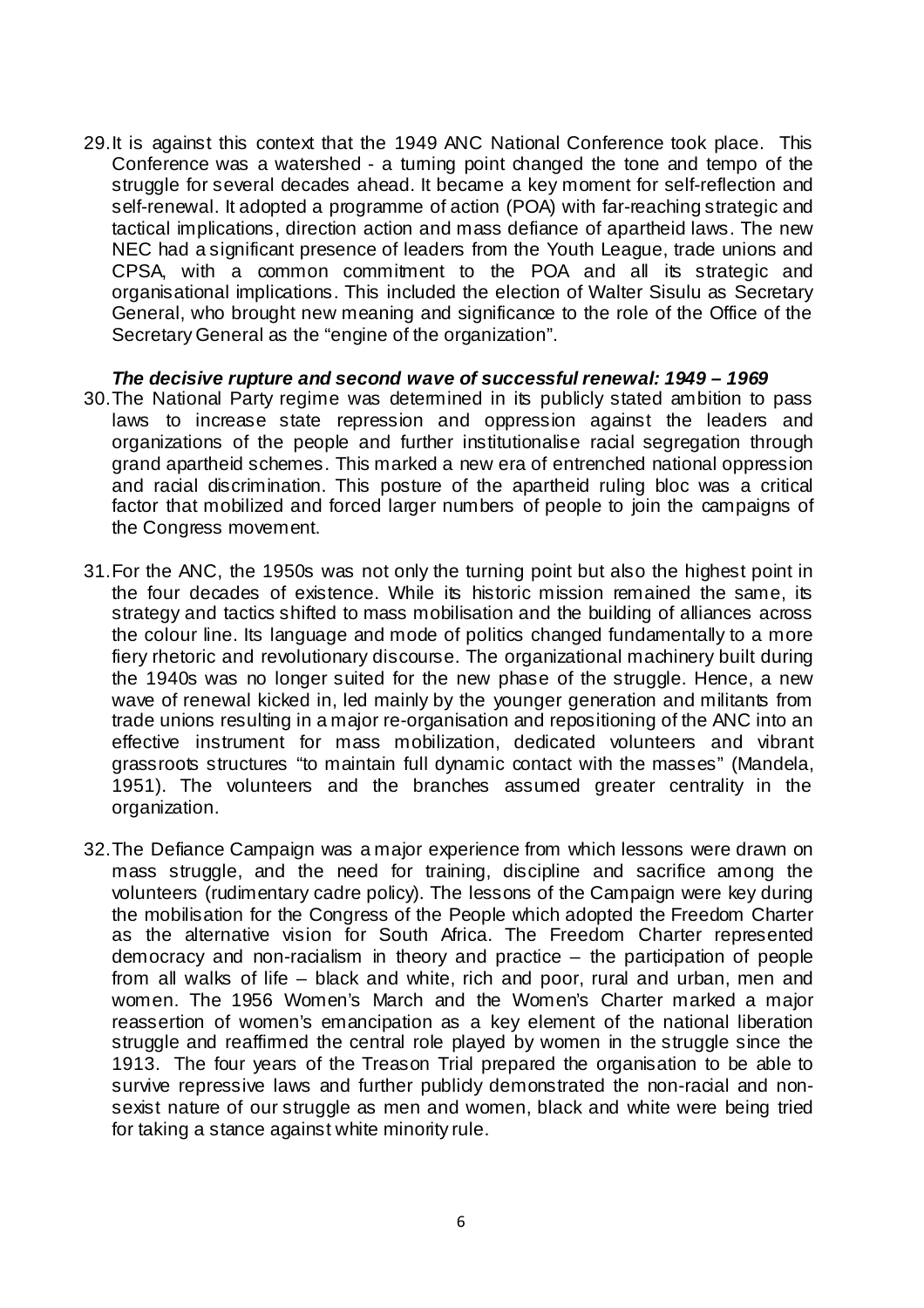29. It is against this context that the 1949 ANC National Conference took place. This Conference was a watershed - a turning point changed the tone and tempo of the struggle for several decades ahead. It became a key moment for self-reflection and self-renewal. It adopted a programme of action (POA) with far-reaching strategic and tactical implications, direction action and mass defiance of apartheid laws. The new NEC had a significant presence of leaders from the Youth League, trade unions and CPSA, with a common commitment to the POA and all its strategic and organisational implications. This included the election of Walter Sisulu as Secretary General, who brought new meaning and significance to the role of the Office of the Secretary General as the "engine of the organization".

***The decisive rupture and second wave of successful renewal: 1949 – 1969***

30. The National Party regime was determined in its publicly stated ambition to pass laws to increase state repression and oppression against the leaders and organizations of the people and further institutionalise racial segregation through grand apartheid schemes. This marked a new era of entrenched national oppression and racial discrimination. This posture of the apartheid ruling bloc was a critical factor that mobilized and forced larger numbers of people to join the campaigns of the Congress movement.

31. For the ANC, the 1950s was not only the turning point but also the highest point in the four decades of existence. While its historic mission remained the same, its strategy and tactics shifted to mass mobilisation and the building of alliances across the colour line. Its language and mode of politics changed fundamentally to a more fiery rhetoric and revolutionary discourse. The organizational machinery built during the 1940s was no longer suited for the new phase of the struggle. Hence, a new wave of renewal kicked in, led mainly by the younger generation and militants from trade unions resulting in a major re-organisation and repositioning of the ANC into an effective instrument for mass mobilization, dedicated volunteers and vibrant grassroots structures "to maintain full dynamic contact with the masses" (Mandela, 1951). The volunteers and the branches assumed greater centrality in the organization.

32. The Defiance Campaign was a major experience from which lessons were drawn on mass struggle, and the need for training, discipline and sacrifice among the volunteers (rudimentary cadre policy). The lessons of the Campaign were key during the mobilisation for the Congress of the People which adopted the Freedom Charter as the alternative vision for South Africa. The Freedom Charter represented democracy and non-racialism in theory and practice – the participation of people from all walks of life – black and white, rich and poor, rural and urban, men and women. The 1956 Women's March and the Women's Charter marked a major reassertion of women's emancipation as a key element of the national liberation struggle and reaffirmed the central role played by women in the struggle since the 1913. The four years of the Treason Trial prepared the organisation to be able to survive repressive laws and further publicly demonstrated the non-racial and non-sexist nature of our struggle as men and women, black and white were being tried for taking a stance against white minority rule.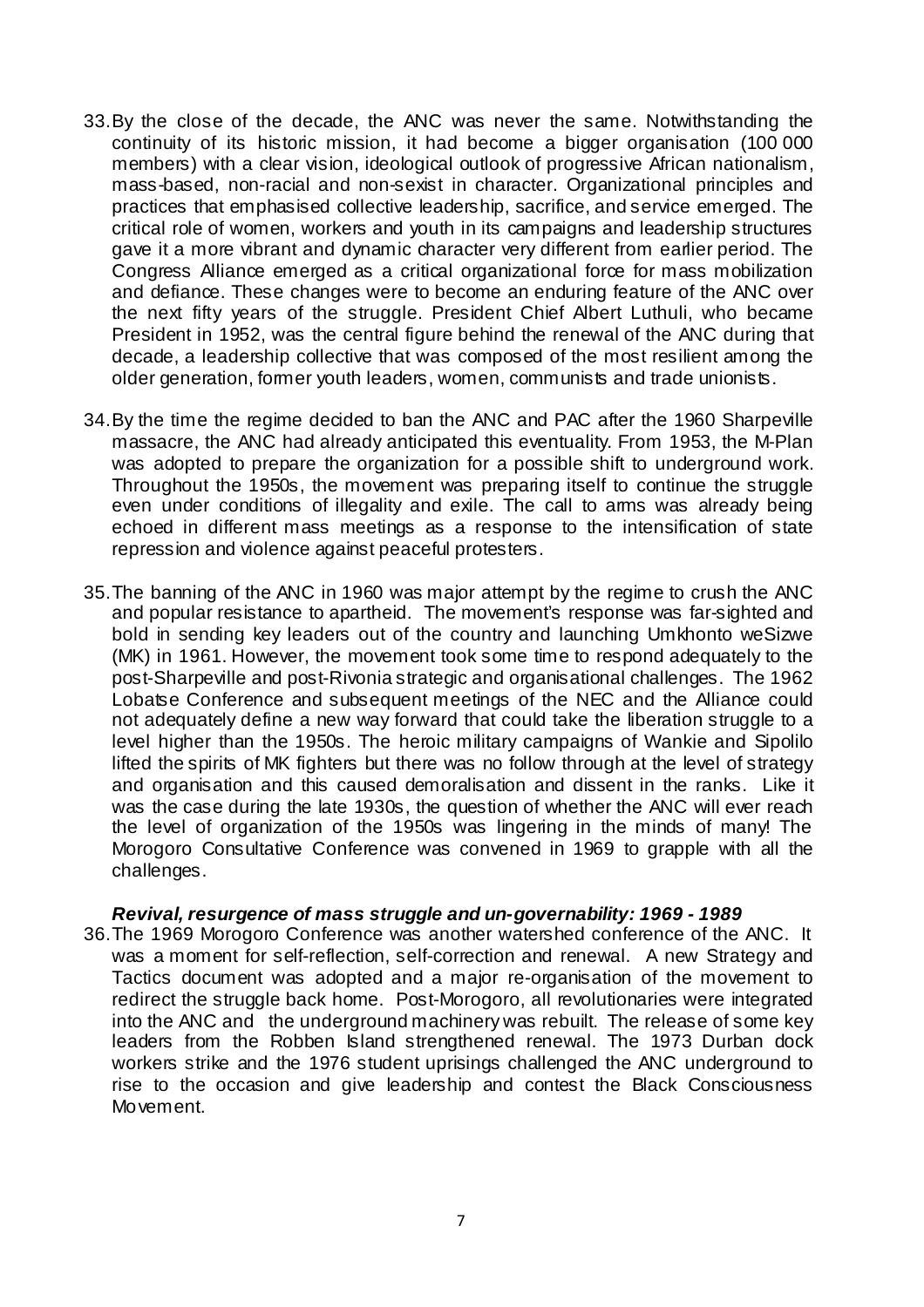33. By the close of the decade, the ANC was never the same. Notwithstanding the continuity of its historic mission, it had become a bigger organisation (100 000 members) with a clear vision, ideological outlook of progressive African nationalism, mass-based, non-racial and non-sexist in character. Organizational principles and practices that emphasised collective leadership, sacrifice, and service emerged. The critical role of women, workers and youth in its campaigns and leadership structures gave it a more vibrant and dynamic character very different from earlier period. The Congress Alliance emerged as a critical organizational force for mass mobilization and defiance. These changes were to become an enduring feature of the ANC over the next fifty years of the struggle. President Chief Albert Luthuli, who became President in 1952, was the central figure behind the renewal of the ANC during that decade, a leadership collective that was composed of the most resilient among the older generation, former youth leaders, women, communists and trade unionists.

34. By the time the regime decided to ban the ANC and PAC after the 1960 Sharpeville massacre, the ANC had already anticipated this eventuality. From 1953, the M-Plan was adopted to prepare the organization for a possible shift to underground work. Throughout the 1950s, the movement was preparing itself to continue the struggle even under conditions of illegality and exile. The call to arms was already being echoed in different mass meetings as a response to the intensification of state repression and violence against peaceful protesters.

35. The banning of the ANC in 1960 was major attempt by the regime to crush the ANC and popular resistance to apartheid. The movement's response was far-sighted and bold in sending key leaders out of the country and launching Umkhonto weSizwe (MK) in 1961. However, the movement took some time to respond adequately to the post-Sharpeville and post-Rivonia strategic and organisational challenges. The 1962 Lobatse Conference and subsequent meetings of the NEC and the Alliance could not adequately define a new way forward that could take the liberation struggle to a level higher than the 1950s. The heroic military campaigns of Wankie and Sipolilo lifted the spirits of MK fighters but there was no follow through at the level of strategy and organisation and this caused demoralisation and dissent in the ranks. Like it was the case during the late 1930s, the question of whether the ANC will ever reach the level of organization of the 1950s was lingering in the minds of many! The Morogoro Consultative Conference was convened in 1969 to grapple with all the challenges.

***Revival, resurgence of mass struggle and un-governability: 1969 - 1989***

36. The 1969 Morogoro Conference was another watershed conference of the ANC. It was a moment for self-reflection, self-correction and renewal. A new Strategy and Tactics document was adopted and a major re-organisation of the movement to redirect the struggle back home. Post-Morogoro, all revolutionaries were integrated into the ANC and the underground machinery was rebuilt. The release of some key leaders from the Robben Island strengthened renewal. The 1973 Durban dock workers strike and the 1976 student uprisings challenged the ANC underground to rise to the occasion and give leadership and contest the Black Consciousness Movement.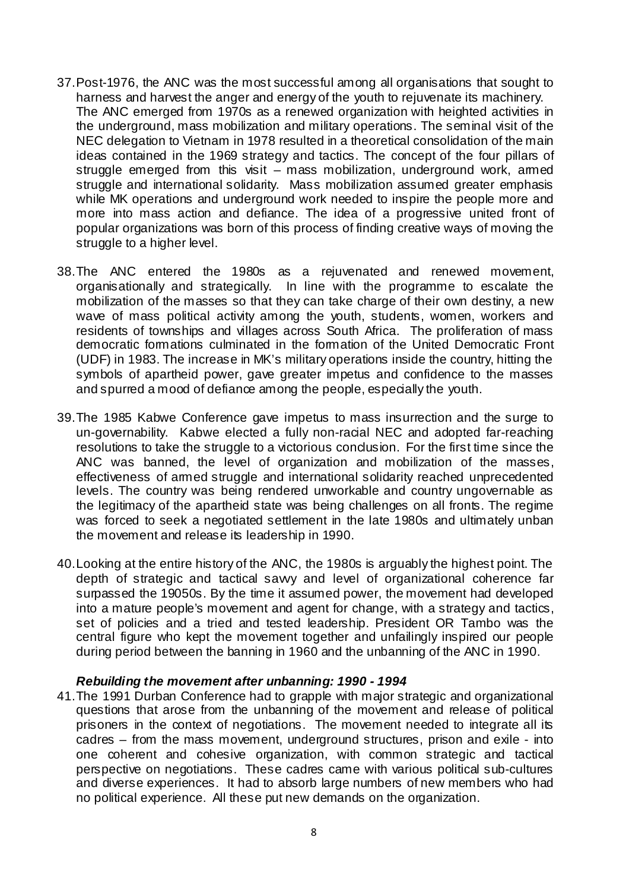37. Post-1976, the ANC was the most successful among all organisations that sought to harness and harvest the anger and energy of the youth to rejuvenate its machinery. The ANC emerged from 1970s as a renewed organization with heighted activities in the underground, mass mobilization and military operations. The seminal visit of the NEC delegation to Vietnam in 1978 resulted in a theoretical consolidation of the main ideas contained in the 1969 strategy and tactics. The concept of the four pillars of struggle emerged from this visit – mass mobilization, underground work, armed struggle and international solidarity. Mass mobilization assumed greater emphasis while MK operations and underground work needed to inspire the people more and more into mass action and defiance. The idea of a progressive united front of popular organizations was born of this process of finding creative ways of moving the struggle to a higher level.

38. The ANC entered the 1980s as a rejuvenated and renewed movement, organisationally and strategically. In line with the programme to escalate the mobilization of the masses so that they can take charge of their own destiny, a new wave of mass political activity among the youth, students, women, workers and residents of townships and villages across South Africa. The proliferation of mass democratic formations culminated in the formation of the United Democratic Front (UDF) in 1983. The increase in MK's military operations inside the country, hitting the symbols of apartheid power, gave greater impetus and confidence to the masses and spurred a mood of defiance among the people, especially the youth.

39. The 1985 Kabwe Conference gave impetus to mass insurrection and the surge to un-governability. Kabwe elected a fully non-racial NEC and adopted far-reaching resolutions to take the struggle to a victorious conclusion. For the first time since the ANC was banned, the level of organization and mobilization of the masses, effectiveness of armed struggle and international solidarity reached unprecedented levels. The country was being rendered unworkable and country ungovernable as the legitimacy of the apartheid state was being challenges on all fronts. The regime was forced to seek a negotiated settlement in the late 1980s and ultimately unban the movement and release its leadership in 1990.

40. Looking at the entire history of the ANC, the 1980s is arguably the highest point. The depth of strategic and tactical savvy and level of organizational coherence far surpassed the 19050s. By the time it assumed power, the movement had developed into a mature people's movement and agent for change, with a strategy and tactics, set of policies and a tried and tested leadership. President OR Tambo was the central figure who kept the movement together and unfailingly inspired our people during period between the banning in 1960 and the unbanning of the ANC in 1990.

#### *Rebuilding the movement after unbanning: 1990 - 1994*

41. The 1991 Durban Conference had to grapple with major strategic and organizational questions that arose from the unbanning of the movement and release of political prisoners in the context of negotiations. The movement needed to integrate all its cadres – from the mass movement, underground structures, prison and exile - into one coherent and cohesive organization, with common strategic and tactical perspective on negotiations. These cadres came with various political sub-cultures and diverse experiences. It had to absorb large numbers of new members who had no political experience. All these put new demands on the organization.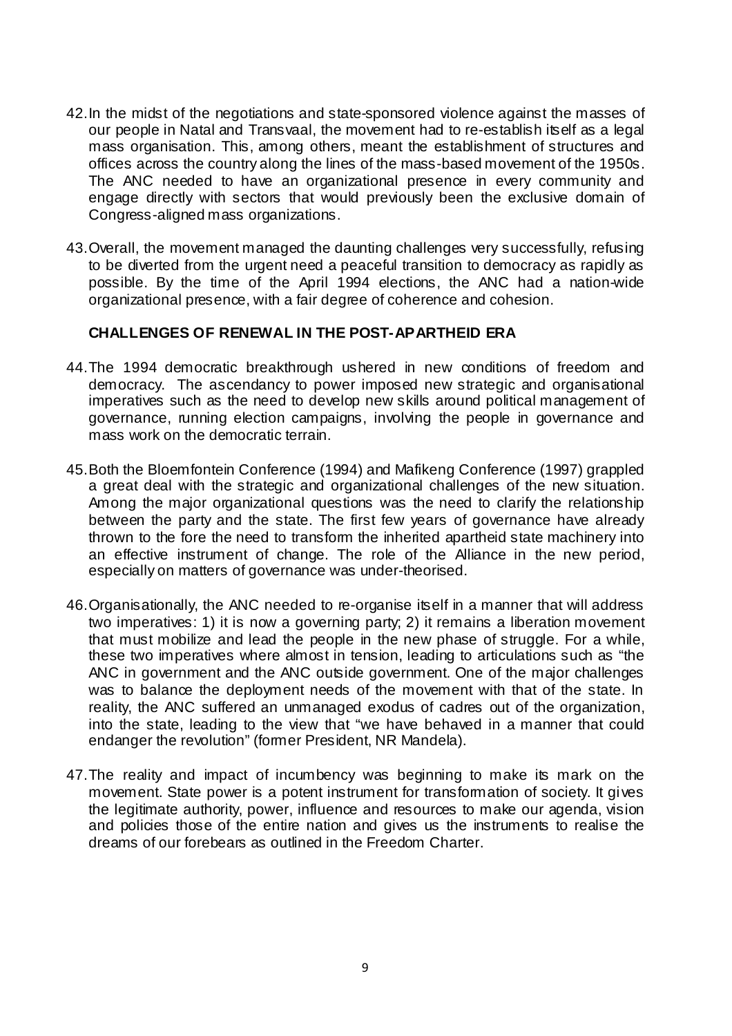42. In the midst of the negotiations and state-sponsored violence against the masses of our people in Natal and Transvaal, the movement had to re-establish itself as a legal mass organisation. This, among others, meant the establishment of structures and offices across the country along the lines of the mass-based movement of the 1950s. The ANC needed to have an organizational presence in every community and engage directly with sectors that would previously been the exclusive domain of Congress-aligned mass organizations.

43. Overall, the movement managed the daunting challenges very successfully, refusing to be diverted from the urgent need a peaceful transition to democracy as rapidly as possible. By the time of the April 1994 elections, the ANC had a nation-wide organizational presence, with a fair degree of coherence and cohesion.

**CHALLENGES OF RENEWAL IN THE POST-APARTHEID ERA**

44. The 1994 democratic breakthrough ushered in new conditions of freedom and democracy. The ascendancy to power imposed new strategic and organisational imperatives such as the need to develop new skills around political management of governance, running election campaigns, involving the people in governance and mass work on the democratic terrain.

45. Both the Bloemfontein Conference (1994) and Mafikeng Conference (1997) grappled a great deal with the strategic and organizational challenges of the new situation. Among the major organizational questions was the need to clarify the relationship between the party and the state. The first few years of governance have already thrown to the fore the need to transform the inherited apartheid state machinery into an effective instrument of change. The role of the Alliance in the new period, especially on matters of governance was under-theorised.

46. Organisationally, the ANC needed to re-organise itself in a manner that will address two imperatives: 1) it is now a governing party; 2) it remains a liberation movement that must mobilize and lead the people in the new phase of struggle. For a while, these two imperatives where almost in tension, leading to articulations such as "the ANC in government and the ANC outside government. One of the major challenges was to balance the deployment needs of the movement with that of the state. In reality, the ANC suffered an unmanaged exodus of cadres out of the organization, into the state, leading to the view that "we have behaved in a manner that could endanger the revolution" (former President, NR Mandela).

47. The reality and impact of incumbency was beginning to make its mark on the movement. State power is a potent instrument for transformation of society. It gives the legitimate authority, power, influence and resources to make our agenda, vision and policies those of the entire nation and gives us the instruments to realise the dreams of our forebears as outlined in the Freedom Charter.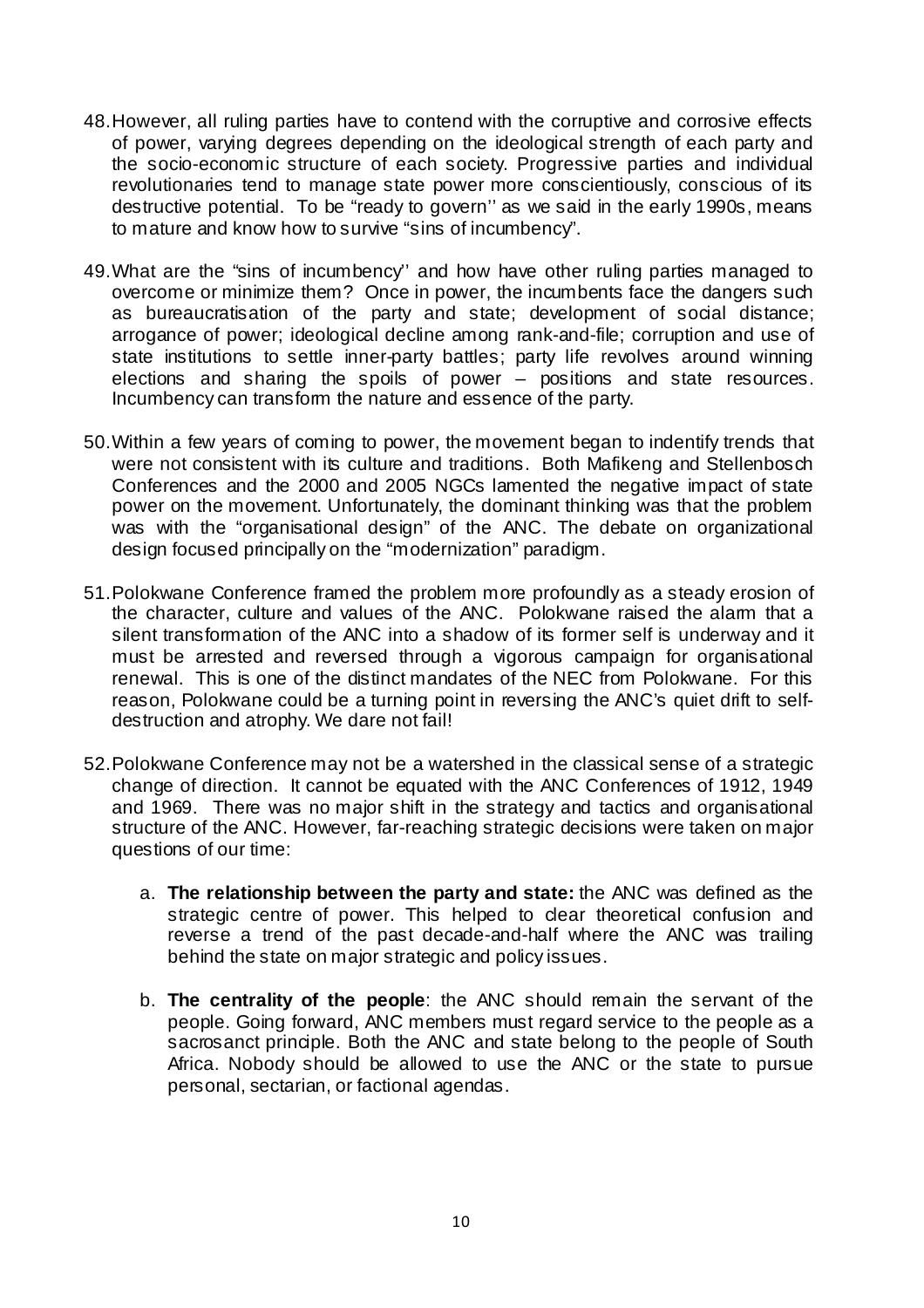48. However, all ruling parties have to contend with the corruptive and corrosive effects of power, varying degrees depending on the ideological strength of each party and the socio-economic structure of each society. Progressive parties and individual revolutionaries tend to manage state power more conscientiously, conscious of its destructive potential. To be "ready to govern'' as we said in the early 1990s, means to mature and know how to survive "sins of incumbency".

49. What are the "sins of incumbency'' and how have other ruling parties managed to overcome or minimize them? Once in power, the incumbents face the dangers such as bureaucratisation of the party and state; development of social distance; arrogance of power; ideological decline among rank-and-file; corruption and use of state institutions to settle inner-party battles; party life revolves around winning elections and sharing the spoils of power – positions and state resources. Incumbency can transform the nature and essence of the party.

50. Within a few years of coming to power, the movement began to indentify trends that were not consistent with its culture and traditions. Both Mafikeng and Stellenbosch Conferences and the 2000 and 2005 NGCs lamented the negative impact of state power on the movement. Unfortunately, the dominant thinking was that the problem was with the "organisational design" of the ANC. The debate on organizational design focused principally on the "modernization" paradigm.

51. Polokwane Conference framed the problem more profoundly as a steady erosion of the character, culture and values of the ANC. Polokwane raised the alarm that a silent transformation of the ANC into a shadow of its former self is underway and it must be arrested and reversed through a vigorous campaign for organisational renewal. This is one of the distinct mandates of the NEC from Polokwane. For this reason, Polokwane could be a turning point in reversing the ANC's quiet drift to self-destruction and atrophy. We dare not fail!

52. Polokwane Conference may not be a watershed in the classical sense of a strategic change of direction. It cannot be equated with the ANC Conferences of 1912, 1949 and 1969. There was no major shift in the strategy and tactics and organisational structure of the ANC. However, far-reaching strategic decisions were taken on major questions of our time:

    a. **The relationship between the party and state:** the ANC was defined as the strategic centre of power. This helped to clear theoretical confusion and reverse a trend of the past decade-and-half where the ANC was trailing behind the state on major strategic and policy issues.

    b. **The centrality of the people**: the ANC should remain the servant of the people. Going forward, ANC members must regard service to the people as a sacrosanct principle. Both the ANC and state belong to the people of South Africa. Nobody should be allowed to use the ANC or the state to pursue personal, sectarian, or factional agendas.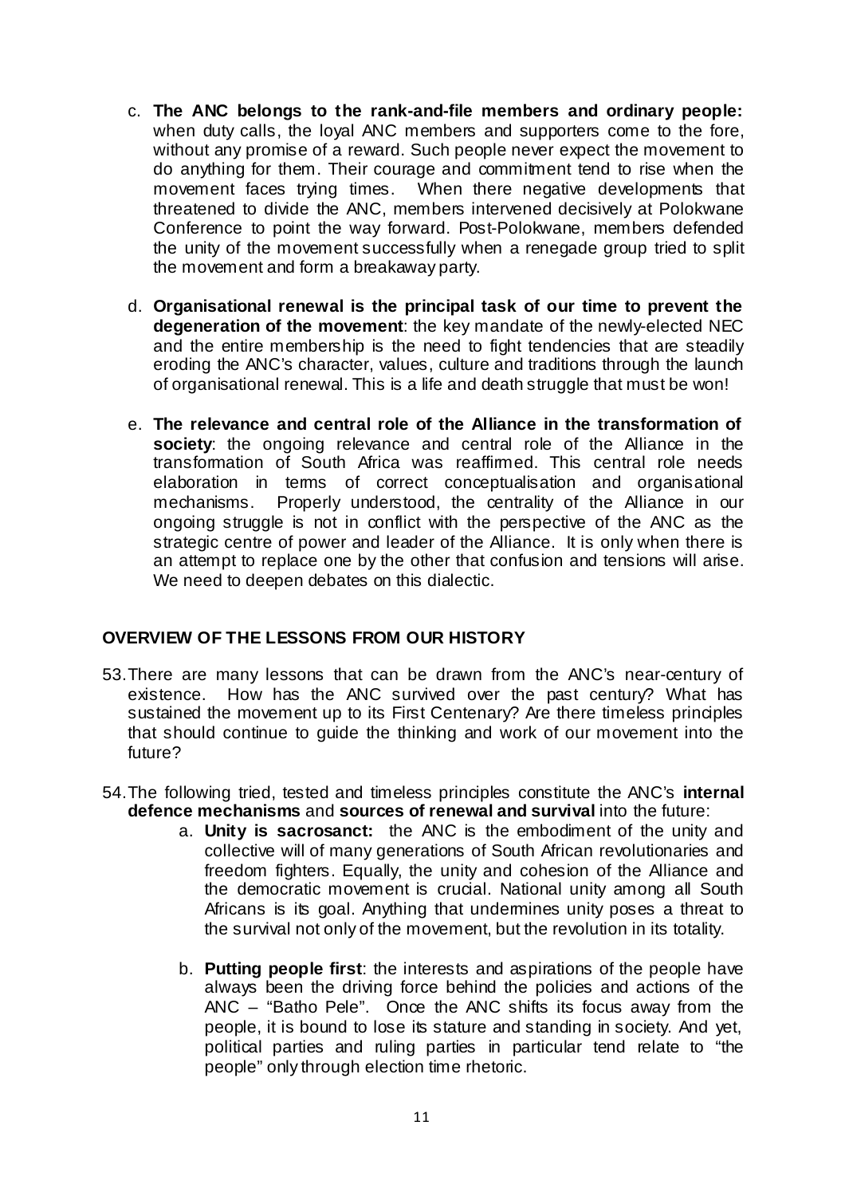c. **The ANC belongs to the rank-and-file members and ordinary people:** when duty calls, the loyal ANC members and supporters come to the fore, without any promise of a reward. Such people never expect the movement to do anything for them. Their courage and commitment tend to rise when the movement faces trying times. When there negative developments that threatened to divide the ANC, members intervened decisively at Polokwane Conference to point the way forward. Post-Polokwane, members defended the unity of the movement successfully when a renegade group tried to split the movement and form a breakaway party.

d. **Organisational renewal is the principal task of our time to prevent the degeneration of the movement**: the key mandate of the newly-elected NEC and the entire membership is the need to fight tendencies that are steadily eroding the ANC's character, values, culture and traditions through the launch of organisational renewal. This is a life and death struggle that must be won!

e. **The relevance and central role of the Alliance in the transformation of society**: the ongoing relevance and central role of the Alliance in the transformation of South Africa was reaffirmed. This central role needs elaboration in terms of correct conceptualisation and organisational mechanisms. Properly understood, the centrality of the Alliance in our ongoing struggle is not in conflict with the perspective of the ANC as the strategic centre of power and leader of the Alliance. It is only when there is an attempt to replace one by the other that confusion and tensions will arise. We need to deepen debates on this dialectic.

## OVERVIEW OF THE LESSONS FROM OUR HISTORY

53. There are many lessons that can be drawn from the ANC's near-century of existence. How has the ANC survived over the past century? What has sustained the movement up to its First Centenary? Are there timeless principles that should continue to guide the thinking and work of our movement into the future?

54. The following tried, tested and timeless principles constitute the ANC's **internal defence mechanisms** and **sources of renewal and survival** into the future:

    a. **Unity is sacrosanct:** the ANC is the embodiment of the unity and collective will of many generations of South African revolutionaries and freedom fighters. Equally, the unity and cohesion of the Alliance and the democratic movement is crucial. National unity among all South Africans is its goal. Anything that undermines unity poses a threat to the survival not only of the movement, but the revolution in its totality.

    b. **Putting people first**: the interests and aspirations of the people have always been the driving force behind the policies and actions of the ANC – "Batho Pele". Once the ANC shifts its focus away from the people, it is bound to lose its stature and standing in society. And yet, political parties and ruling parties in particular tend relate to "the people" only through election time rhetoric.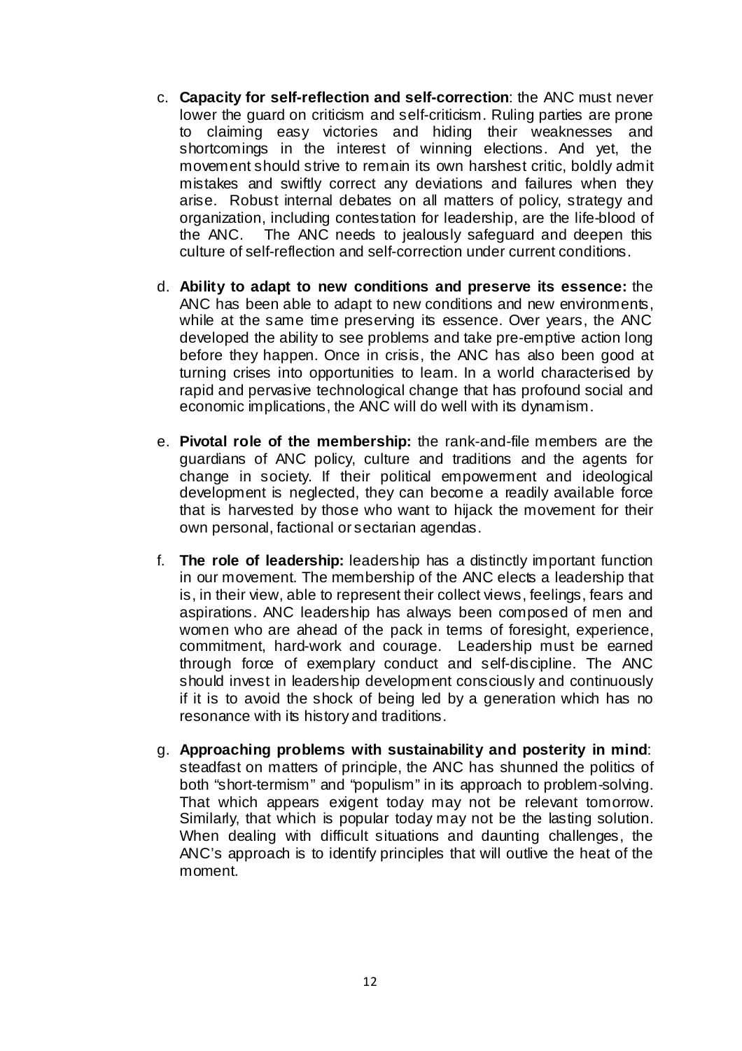c. **Capacity for self-reflection and self-correction**: the ANC must never lower the guard on criticism and self-criticism. Ruling parties are prone to claiming easy victories and hiding their weaknesses and shortcomings in the interest of winning elections. And yet, the movement should strive to remain its own harshest critic, boldly admit mistakes and swiftly correct any deviations and failures when they arise. Robust internal debates on all matters of policy, strategy and organization, including contestation for leadership, are the life-blood of the ANC. The ANC needs to jealously safeguard and deepen this culture of self-reflection and self-correction under current conditions.

d. **Ability to adapt to new conditions and preserve its essence:** the ANC has been able to adapt to new conditions and new environments, while at the same time preserving its essence. Over years, the ANC developed the ability to see problems and take pre-emptive action long before they happen. Once in crisis, the ANC has also been good at turning crises into opportunities to learn. In a world characterised by rapid and pervasive technological change that has profound social and economic implications, the ANC will do well with its dynamism.

e. **Pivotal role of the membership:** the rank-and-file members are the guardians of ANC policy, culture and traditions and the agents for change in society. If their political empowerment and ideological development is neglected, they can become a readily available force that is harvested by those who want to hijack the movement for their own personal, factional or sectarian agendas.

f. **The role of leadership:** leadership has a distinctly important function in our movement. The membership of the ANC elects a leadership that is, in their view, able to represent their collect views, feelings, fears and aspirations. ANC leadership has always been composed of men and women who are ahead of the pack in terms of foresight, experience, commitment, hard-work and courage. Leadership must be earned through force of exemplary conduct and self-discipline. The ANC should invest in leadership development consciously and continuously if it is to avoid the shock of being led by a generation which has no resonance with its history and traditions.

g. **Approaching problems with sustainability and posterity in mind**: steadfast on matters of principle, the ANC has shunned the politics of both "short-termism" and "populism" in its approach to problem-solving. That which appears exigent today may not be relevant tomorrow. Similarly, that which is popular today may not be the lasting solution. When dealing with difficult situations and daunting challenges, the ANC's approach is to identify principles that will outlive the heat of the moment.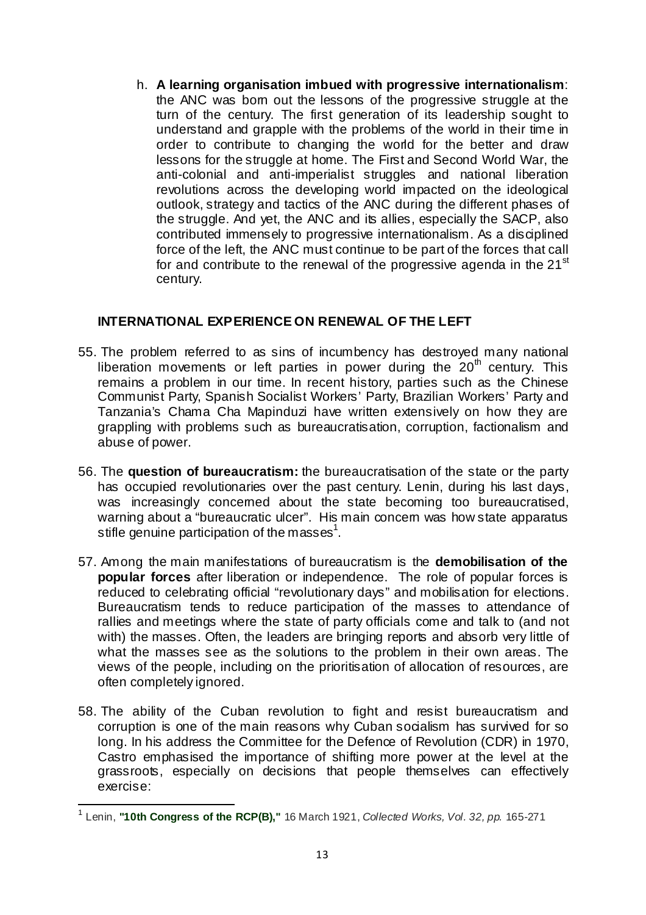h. **A learning organisation imbued with progressive internationalism**: the ANC was born out the lessons of the progressive struggle at the turn of the century. The first generation of its leadership sought to understand and grapple with the problems of the world in their time in order to contribute to changing the world for the better and draw lessons for the struggle at home. The First and Second World War, the anti-colonial and anti-imperialist struggles and national liberation revolutions across the developing world impacted on the ideological outlook, strategy and tactics of the ANC during the different phases of the struggle. And yet, the ANC and its allies, especially the SACP, also contributed immensely to progressive internationalism. As a disciplined force of the left, the ANC must continue to be part of the forces that call for and contribute to the renewal of the progressive agenda in the 21st century.

## INTERNATIONAL EXPERIENCE ON RENEWAL OF THE LEFT

55. The problem referred to as sins of incumbency has destroyed many national liberation movements or left parties in power during the 20th century. This remains a problem in our time. In recent history, parties such as the Chinese Communist Party, Spanish Socialist Workers' Party, Brazilian Workers' Party and Tanzania's Chama Cha Mapinduzi have written extensively on how they are grappling with problems such as bureaucratisation, corruption, factionalism and abuse of power.

56. The **question of bureaucratism:** the bureaucratisation of the state or the party has occupied revolutionaries over the past century. Lenin, during his last days, was increasingly concerned about the state becoming too bureaucratised, warning about a "bureaucratic ulcer". His main concern was how state apparatus stifle genuine participation of the masses[1].

57. Among the main manifestations of bureaucratism is the **demobilisation of the popular forces** after liberation or independence. The role of popular forces is reduced to celebrating official "revolutionary days" and mobilisation for elections. Bureaucratism tends to reduce participation of the masses to attendance of rallies and meetings where the state of party officials come and talk to (and not with) the masses. Often, the leaders are bringing reports and absorb very little of what the masses see as the solutions to the problem in their own areas. The views of the people, including on the prioritisation of allocation of resources, are often completely ignored.

58. The ability of the Cuban revolution to fight and resist bureaucratism and corruption is one of the main reasons why Cuban socialism has survived for so long. In his address the Committee for the Defence of Revolution (CDR) in 1970, Castro emphasised the importance of shifting more power at the level at the grassroots, especially on decisions that people themselves can effectively exercise:

[1] Lenin, **"10th Congress of the RCP(B),"** 16 March 1921, *Collected Works, Vol. 32, pp.* 165-271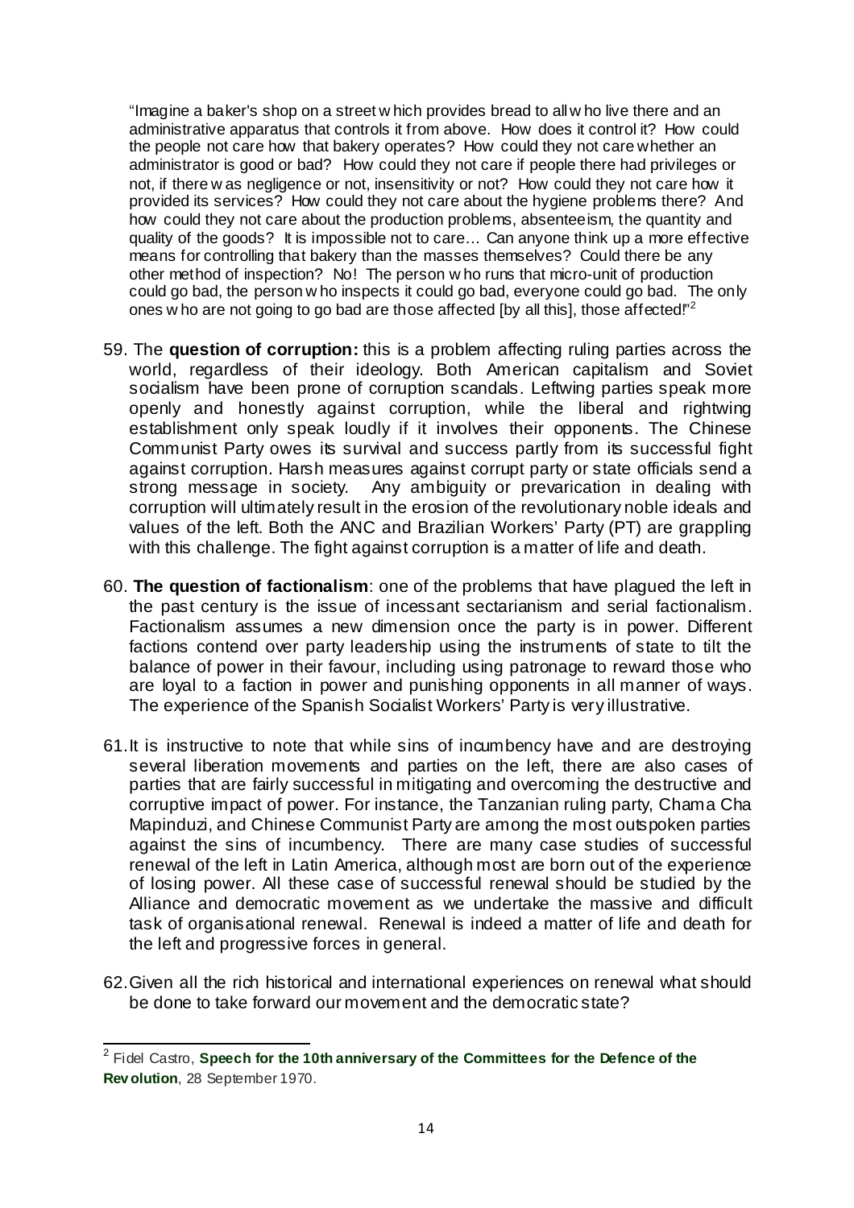> "Imagine a baker's shop on a street which provides bread to all who live there and an administrative apparatus that controls it from above. How does it control it? How could the people not care how that bakery operates? How could they not care whether an administrator is good or bad? How could they not care if people there had privileges or not, if there was negligence or not, insensitivity or not? How could they not care how it provided its services? How could they not care about the hygiene problems there? And how could they not care about the production problems, absenteeism, the quantity and quality of the goods? It is impossible not to care… Can anyone think up a more effective means for controlling that bakery than the masses themselves? Could there be any other method of inspection? No! The person who runs that micro-unit of production could go bad, the person who inspects it could go bad, everyone could go bad. The only ones who are not going to go bad are those affected [by all this], those affected!"[2]

59. The **question of corruption:** this is a problem affecting ruling parties across the world, regardless of their ideology. Both American capitalism and Soviet socialism have been prone of corruption scandals. Leftwing parties speak more openly and honestly against corruption, while the liberal and rightwing establishment only speak loudly if it involves their opponents. The Chinese Communist Party owes its survival and success partly from its successful fight against corruption. Harsh measures against corrupt party or state officials send a strong message in society. Any ambiguity or prevarication in dealing with corruption will ultimately result in the erosion of the revolutionary noble ideals and values of the left. Both the ANC and Brazilian Workers' Party (PT) are grappling with this challenge. The fight against corruption is a matter of life and death.

60. **The question of factionalism**: one of the problems that have plagued the left in the past century is the issue of incessant sectarianism and serial factionalism. Factionalism assumes a new dimension once the party is in power. Different factions contend over party leadership using the instruments of state to tilt the balance of power in their favour, including using patronage to reward those who are loyal to a faction in power and punishing opponents in all manner of ways. The experience of the Spanish Socialist Workers' Party is very illustrative.

61. It is instructive to note that while sins of incumbency have and are destroying several liberation movements and parties on the left, there are also cases of parties that are fairly successful in mitigating and overcoming the destructive and corruptive impact of power. For instance, the Tanzanian ruling party, Chama Cha Mapinduzi, and Chinese Communist Party are among the most outspoken parties against the sins of incumbency. There are many case studies of successful renewal of the left in Latin America, although most are born out of the experience of losing power. All these case of successful renewal should be studied by the Alliance and democratic movement as we undertake the massive and difficult task of organisational renewal. Renewal is indeed a matter of life and death for the left and progressive forces in general.

62. Given all the rich historical and international experiences on renewal what should be done to take forward our movement and the democratic state?

---

[2] Fidel Castro, **Speech for the 10th anniversary of the Committees for the Defence of the Revolution**, 28 September 1970.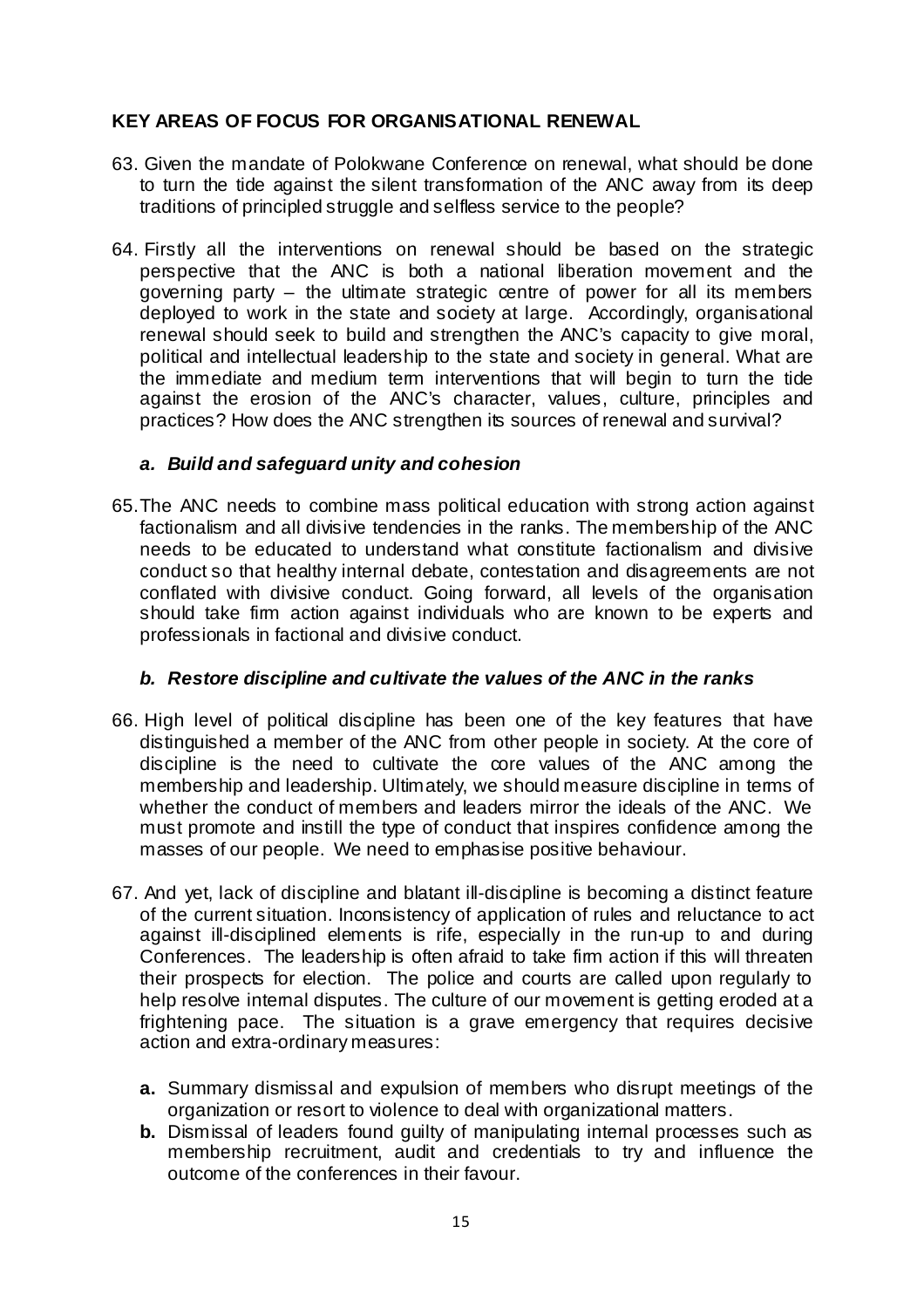**KEY AREAS OF FOCUS FOR ORGANISATIONAL RENEWAL**

63. Given the mandate of Polokwane Conference on renewal, what should be done to turn the tide against the silent transformation of the ANC away from its deep traditions of principled struggle and selfless service to the people?

64. Firstly all the interventions on renewal should be based on the strategic perspective that the ANC is both a national liberation movement and the governing party – the ultimate strategic centre of power for all its members deployed to work in the state and society at large. Accordingly, organisational renewal should seek to build and strengthen the ANC's capacity to give moral, political and intellectual leadership to the state and society in general. What are the immediate and medium term interventions that will begin to turn the tide against the erosion of the ANC's character, values, culture, principles and practices? How does the ANC strengthen its sources of renewal and survival?

***a. Build and safeguard unity and cohesion***

65. The ANC needs to combine mass political education with strong action against factionalism and all divisive tendencies in the ranks. The membership of the ANC needs to be educated to understand what constitute factionalism and divisive conduct so that healthy internal debate, contestation and disagreements are not conflated with divisive conduct. Going forward, all levels of the organisation should take firm action against individuals who are known to be experts and professionals in factional and divisive conduct.

***b. Restore discipline and cultivate the values of the ANC in the ranks***

66. High level of political discipline has been one of the key features that have distinguished a member of the ANC from other people in society. At the core of discipline is the need to cultivate the core values of the ANC among the membership and leadership. Ultimately, we should measure discipline in terms of whether the conduct of members and leaders mirror the ideals of the ANC. We must promote and instill the type of conduct that inspires confidence among the masses of our people. We need to emphasise positive behaviour.

67. And yet, lack of discipline and blatant ill-discipline is becoming a distinct feature of the current situation. Inconsistency of application of rules and reluctance to act against ill-disciplined elements is rife, especially in the run-up to and during Conferences. The leadership is often afraid to take firm action if this will threaten their prospects for election. The police and courts are called upon regularly to help resolve internal disputes. The culture of our movement is getting eroded at a frightening pace. The situation is a grave emergency that requires decisive action and extra-ordinary measures:

    **a.** Summary dismissal and expulsion of members who disrupt meetings of the organization or resort to violence to deal with organizational matters.

    **b.** Dismissal of leaders found guilty of manipulating internal processes such as membership recruitment, audit and credentials to try and influence the outcome of the conferences in their favour.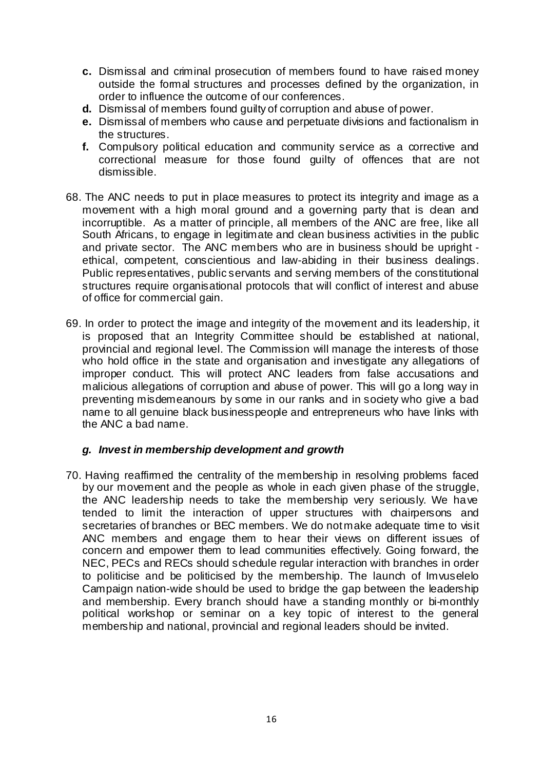c. Dismissal and criminal prosecution of members found to have raised money outside the formal structures and processes defined by the organization, in order to influence the outcome of our conferences.
d. Dismissal of members found guilty of corruption and abuse of power.
e. Dismissal of members who cause and perpetuate divisions and factionalism in the structures.
f. Compulsory political education and community service as a corrective and correctional measure for those found guilty of offences that are not dismissible.

68. The ANC needs to put in place measures to protect its integrity and image as a movement with a high moral ground and a governing party that is clean and incorruptible. As a matter of principle, all members of the ANC are free, like all South Africans, to engage in legitimate and clean business activities in the public and private sector. The ANC members who are in business should be upright - ethical, competent, conscientious and law-abiding in their business dealings. Public representatives, public servants and serving members of the constitutional structures require organisational protocols that will conflict of interest and abuse of office for commercial gain.

69. In order to protect the image and integrity of the movement and its leadership, it is proposed that an Integrity Committee should be established at national, provincial and regional level. The Commission will manage the interests of those who hold office in the state and organisation and investigate any allegations of improper conduct. This will protect ANC leaders from false accusations and malicious allegations of corruption and abuse of power. This will go a long way in preventing misdemeanours by some in our ranks and in society who give a bad name to all genuine black businesspeople and entrepreneurs who have links with the ANC a bad name.

### *g. Invest in membership development and growth*

70. Having reaffirmed the centrality of the membership in resolving problems faced by our movement and the people as whole in each given phase of the struggle, the ANC leadership needs to take the membership very seriously. We have tended to limit the interaction of upper structures with chairpersons and secretaries of branches or BEC members. We do not make adequate time to visit ANC members and engage them to hear their views on different issues of concern and empower them to lead communities effectively. Going forward, the NEC, PECs and RECs should schedule regular interaction with branches in order to politicise and be politicised by the membership. The launch of Imvuselelo Campaign nation-wide should be used to bridge the gap between the leadership and membership. Every branch should have a standing monthly or bi-monthly political workshop or seminar on a key topic of interest to the general membership and national, provincial and regional leaders should be invited.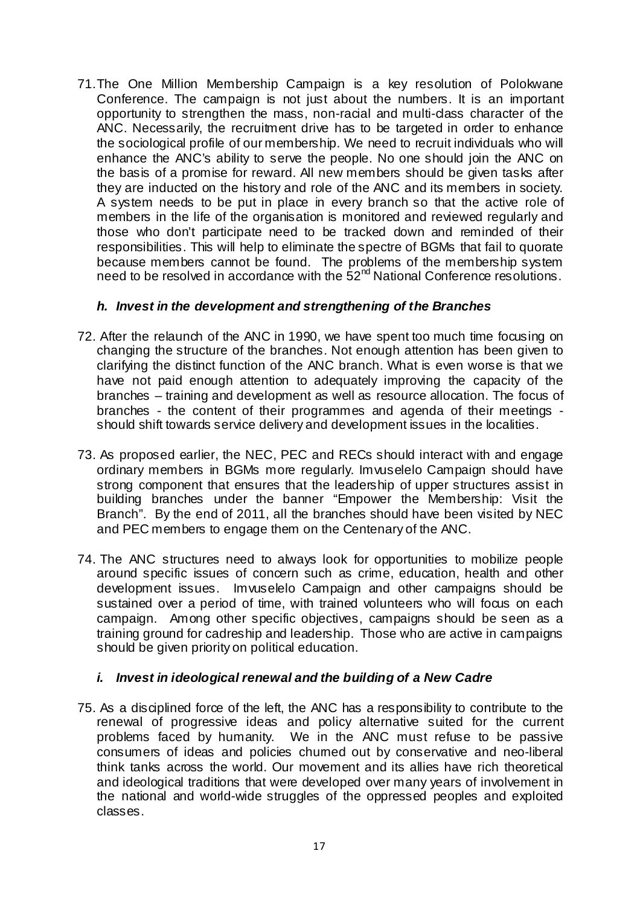71. The One Million Membership Campaign is a key resolution of Polokwane Conference. The campaign is not just about the numbers. It is an important opportunity to strengthen the mass, non-racial and multi-class character of the ANC. Necessarily, the recruitment drive has to be targeted in order to enhance the sociological profile of our membership. We need to recruit individuals who will enhance the ANC's ability to serve the people. No one should join the ANC on the basis of a promise for reward. All new members should be given tasks after they are inducted on the history and role of the ANC and its members in society. A system needs to be put in place in every branch so that the active role of members in the life of the organisation is monitored and reviewed regularly and those who don't participate need to be tracked down and reminded of their responsibilities. This will help to eliminate the spectre of BGMs that fail to quorate because members cannot be found. The problems of the membership system need to be resolved in accordance with the 52nd National Conference resolutions.

### *h. Invest in the development and strengthening of the Branches*

72. After the relaunch of the ANC in 1990, we have spent too much time focusing on changing the structure of the branches. Not enough attention has been given to clarifying the distinct function of the ANC branch. What is even worse is that we have not paid enough attention to adequately improving the capacity of the branches – training and development as well as resource allocation. The focus of branches - the content of their programmes and agenda of their meetings - should shift towards service delivery and development issues in the localities.

73. As proposed earlier, the NEC, PEC and RECs should interact with and engage ordinary members in BGMs more regularly. Imvuselelo Campaign should have strong component that ensures that the leadership of upper structures assist in building branches under the banner "Empower the Membership: Visit the Branch". By the end of 2011, all the branches should have been visited by NEC and PEC members to engage them on the Centenary of the ANC.

74. The ANC structures need to always look for opportunities to mobilize people around specific issues of concern such as crime, education, health and other development issues. Imvuselelo Campaign and other campaigns should be sustained over a period of time, with trained volunteers who will focus on each campaign. Among other specific objectives, campaigns should be seen as a training ground for cadreship and leadership. Those who are active in campaigns should be given priority on political education.

### *i. Invest in ideological renewal and the building of a New Cadre*

75. As a disciplined force of the left, the ANC has a responsibility to contribute to the renewal of progressive ideas and policy alternative suited for the current problems faced by humanity. We in the ANC must refuse to be passive consumers of ideas and policies churned out by conservative and neo-liberal think tanks across the world. Our movement and its allies have rich theoretical and ideological traditions that were developed over many years of involvement in the national and world-wide struggles of the oppressed peoples and exploited classes.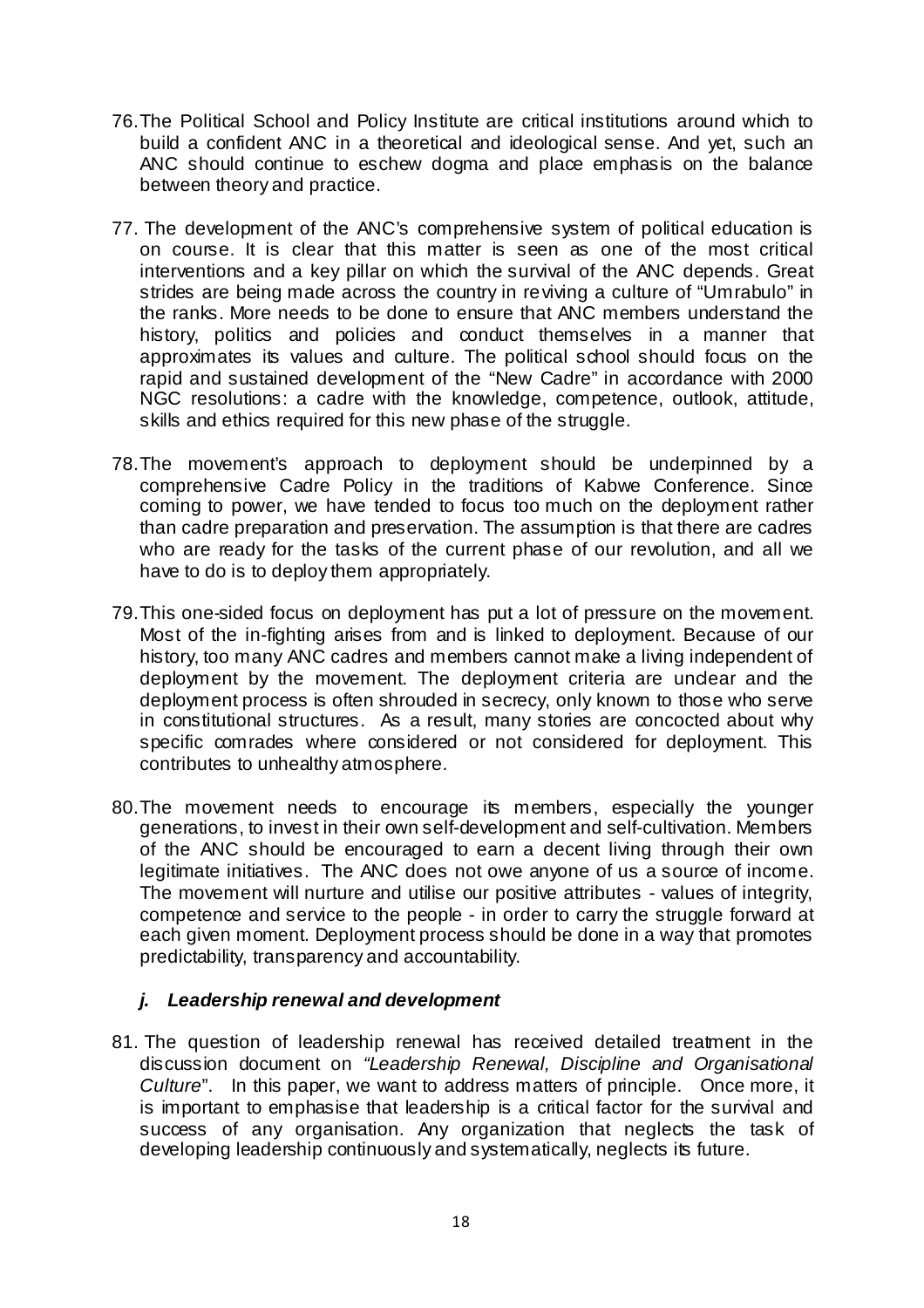76. The Political School and Policy Institute are critical institutions around which to build a confident ANC in a theoretical and ideological sense. And yet, such an ANC should continue to eschew dogma and place emphasis on the balance between theory and practice.

77. The development of the ANC's comprehensive system of political education is on course. It is clear that this matter is seen as one of the most critical interventions and a key pillar on which the survival of the ANC depends. Great strides are being made across the country in reviving a culture of "Umrabulo" in the ranks. More needs to be done to ensure that ANC members understand the history, politics and policies and conduct themselves in a manner that approximates its values and culture. The political school should focus on the rapid and sustained development of the "New Cadre" in accordance with 2000 NGC resolutions: a cadre with the knowledge, competence, outlook, attitude, skills and ethics required for this new phase of the struggle.

78. The movement's approach to deployment should be underpinned by a comprehensive Cadre Policy in the traditions of Kabwe Conference. Since coming to power, we have tended to focus too much on the deployment rather than cadre preparation and preservation. The assumption is that there are cadres who are ready for the tasks of the current phase of our revolution, and all we have to do is to deploy them appropriately.

79. This one-sided focus on deployment has put a lot of pressure on the movement. Most of the in-fighting arises from and is linked to deployment. Because of our history, too many ANC cadres and members cannot make a living independent of deployment by the movement. The deployment criteria are unclear and the deployment process is often shrouded in secrecy, only known to those who serve in constitutional structures. As a result, many stories are concocted about why specific comrades where considered or not considered for deployment. This contributes to unhealthy atmosphere.

80. The movement needs to encourage its members, especially the younger generations, to invest in their own self-development and self-cultivation. Members of the ANC should be encouraged to earn a decent living through their own legitimate initiatives. The ANC does not owe anyone of us a source of income. The movement will nurture and utilise our positive attributes - values of integrity, competence and service to the people - in order to carry the struggle forward at each given moment. Deployment process should be done in a way that promotes predictability, transparency and accountability.

### *j. Leadership renewal and development*

81. The question of leadership renewal has received detailed treatment in the discussion document on *"Leadership Renewal, Discipline and Organisational Culture*". In this paper, we want to address matters of principle. Once more, it is important to emphasise that leadership is a critical factor for the survival and success of any organisation. Any organization that neglects the task of developing leadership continuously and systematically, neglects its future.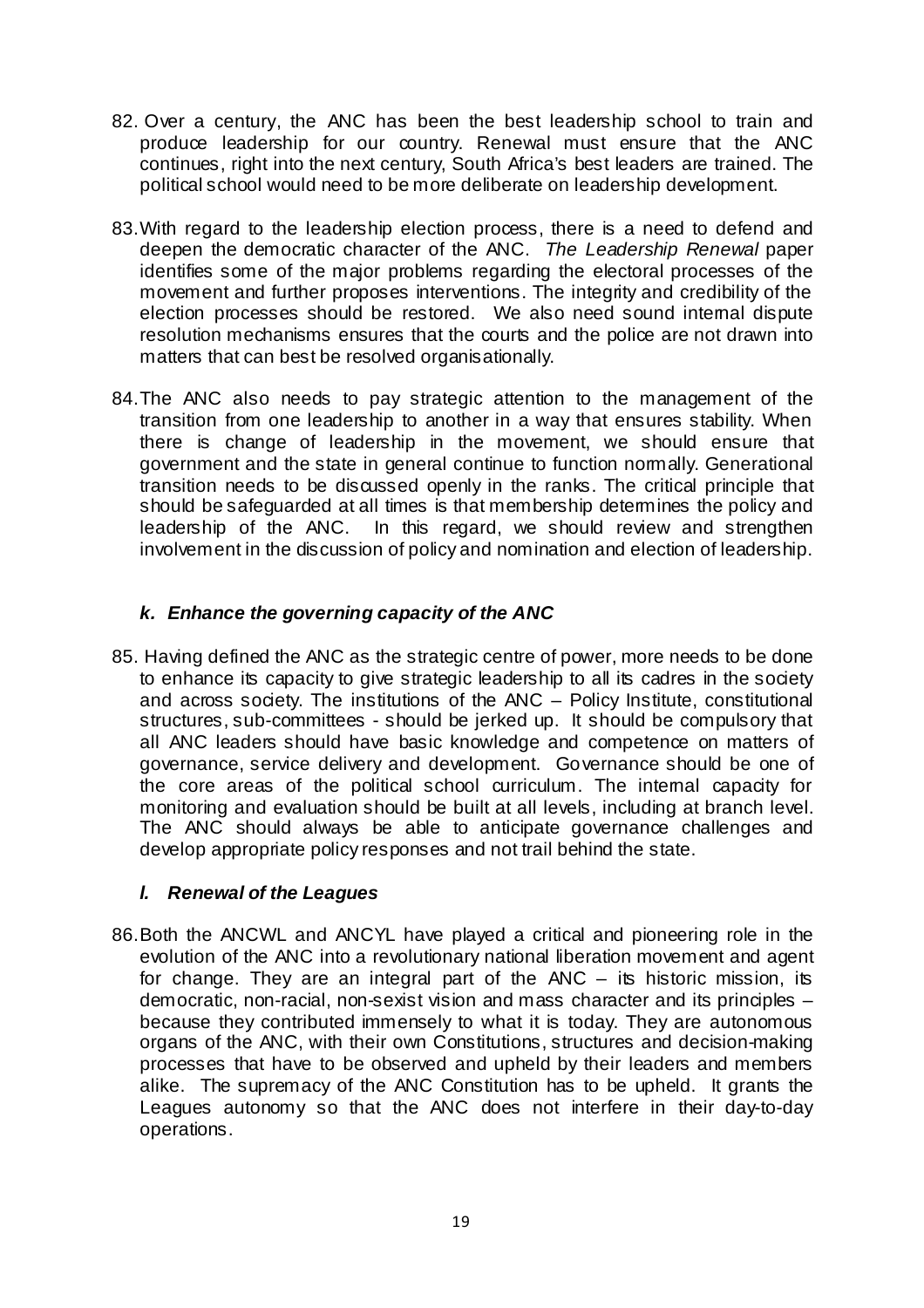82. Over a century, the ANC has been the best leadership school to train and produce leadership for our country. Renewal must ensure that the ANC continues, right into the next century, South Africa's best leaders are trained. The political school would need to be more deliberate on leadership development.

83. With regard to the leadership election process, there is a need to defend and deepen the democratic character of the ANC. *The Leadership Renewal* paper identifies some of the major problems regarding the electoral processes of the movement and further proposes interventions. The integrity and credibility of the election processes should be restored. We also need sound internal dispute resolution mechanisms ensures that the courts and the police are not drawn into matters that can best be resolved organisationally.

84. The ANC also needs to pay strategic attention to the management of the transition from one leadership to another in a way that ensures stability. When there is change of leadership in the movement, we should ensure that government and the state in general continue to function normally. Generational transition needs to be discussed openly in the ranks. The critical principle that should be safeguarded at all times is that membership determines the policy and leadership of the ANC. In this regard, we should review and strengthen involvement in the discussion of policy and nomination and election of leadership.

### *k. Enhance the governing capacity of the ANC*

85. Having defined the ANC as the strategic centre of power, more needs to be done to enhance its capacity to give strategic leadership to all its cadres in the society and across society. The institutions of the ANC – Policy Institute, constitutional structures, sub-committees - should be jerked up. It should be compulsory that all ANC leaders should have basic knowledge and competence on matters of governance, service delivery and development. Governance should be one of the core areas of the political school curriculum. The internal capacity for monitoring and evaluation should be built at all levels, including at branch level. The ANC should always be able to anticipate governance challenges and develop appropriate policy responses and not trail behind the state.

### *l. Renewal of the Leagues*

86. Both the ANCWL and ANCYL have played a critical and pioneering role in the evolution of the ANC into a revolutionary national liberation movement and agent for change. They are an integral part of the ANC – its historic mission, its democratic, non-racial, non-sexist vision and mass character and its principles – because they contributed immensely to what it is today. They are autonomous organs of the ANC, with their own Constitutions, structures and decision-making processes that have to be observed and upheld by their leaders and members alike. The supremacy of the ANC Constitution has to be upheld. It grants the Leagues autonomy so that the ANC does not interfere in their day-to-day operations.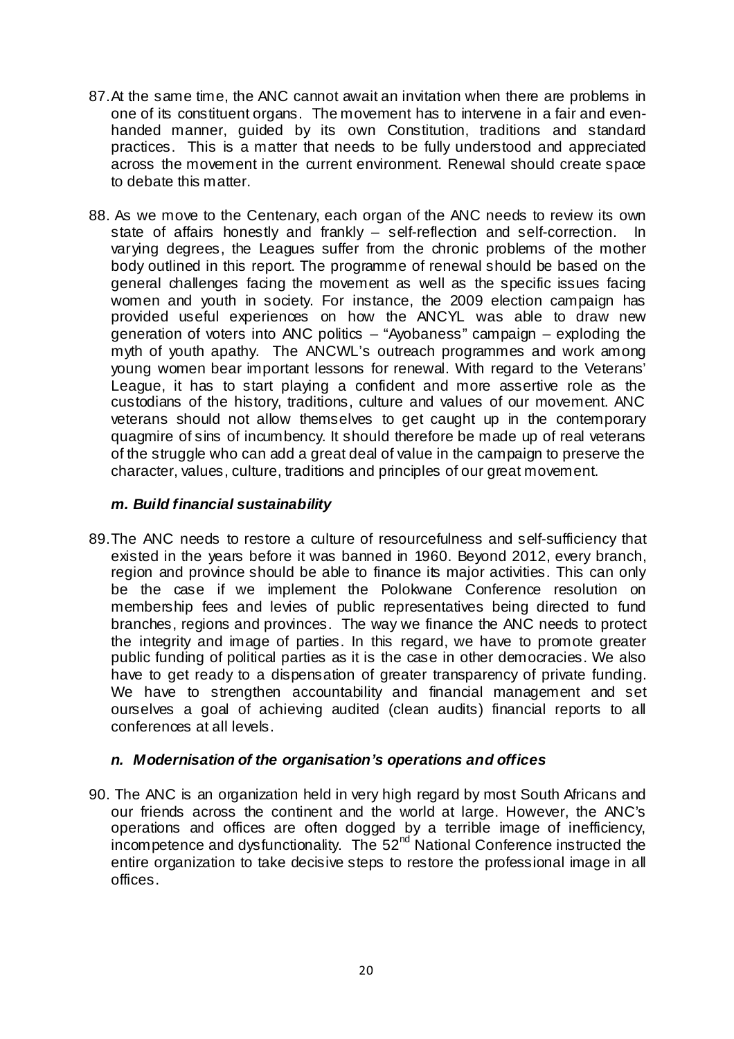87. At the same time, the ANC cannot await an invitation when there are problems in one of its constituent organs. The movement has to intervene in a fair and even-handed manner, guided by its own Constitution, traditions and standard practices. This is a matter that needs to be fully understood and appreciated across the movement in the current environment. Renewal should create space to debate this matter.

88. As we move to the Centenary, each organ of the ANC needs to review its own state of affairs honestly and frankly – self-reflection and self-correction. In varying degrees, the Leagues suffer from the chronic problems of the mother body outlined in this report. The programme of renewal should be based on the general challenges facing the movement as well as the specific issues facing women and youth in society. For instance, the 2009 election campaign has provided useful experiences on how the ANCYL was able to draw new generation of voters into ANC politics – "Ayobaness" campaign – exploding the myth of youth apathy. The ANCWL's outreach programmes and work among young women bear important lessons for renewal. With regard to the Veterans' League, it has to start playing a confident and more assertive role as the custodians of the history, traditions, culture and values of our movement. ANC veterans should not allow themselves to get caught up in the contemporary quagmire of sins of incumbency. It should therefore be made up of real veterans of the struggle who can add a great deal of value in the campaign to preserve the character, values, culture, traditions and principles of our great movement.

### *m. Build financial sustainability*

89. The ANC needs to restore a culture of resourcefulness and self-sufficiency that existed in the years before it was banned in 1960. Beyond 2012, every branch, region and province should be able to finance its major activities. This can only be the case if we implement the Polokwane Conference resolution on membership fees and levies of public representatives being directed to fund branches, regions and provinces. The way we finance the ANC needs to protect the integrity and image of parties. In this regard, we have to promote greater public funding of political parties as it is the case in other democracies. We also have to get ready to a dispensation of greater transparency of private funding. We have to strengthen accountability and financial management and set ourselves a goal of achieving audited (clean audits) financial reports to all conferences at all levels.

### *n. Modernisation of the organisation's operations and offices*

90. The ANC is an organization held in very high regard by most South Africans and our friends across the continent and the world at large. However, the ANC's operations and offices are often dogged by a terrible image of inefficiency, incompetence and dysfunctionality. The 52nd National Conference instructed the entire organization to take decisive steps to restore the professional image in all offices.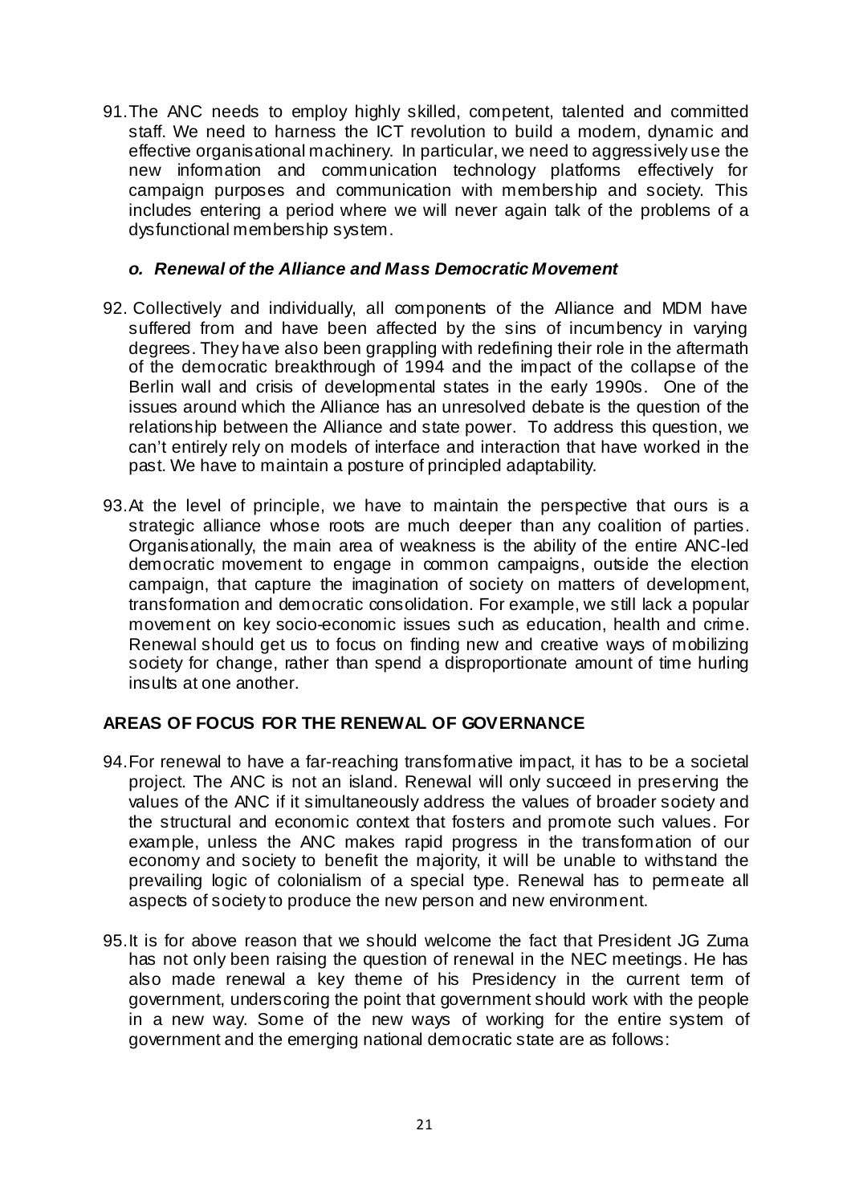91. The ANC needs to employ highly skilled, competent, talented and committed staff. We need to harness the ICT revolution to build a modern, dynamic and effective organisational machinery. In particular, we need to aggressively use the new information and communication technology platforms effectively for campaign purposes and communication with membership and society. This includes entering a period where we will never again talk of the problems of a dysfunctional membership system.

### *o. Renewal of the Alliance and Mass Democratic Movement*

92. Collectively and individually, all components of the Alliance and MDM have suffered from and have been affected by the sins of incumbency in varying degrees. They have also been grappling with redefining their role in the aftermath of the democratic breakthrough of 1994 and the impact of the collapse of the Berlin wall and crisis of developmental states in the early 1990s. One of the issues around which the Alliance has an unresolved debate is the question of the relationship between the Alliance and state power. To address this question, we can't entirely rely on models of interface and interaction that have worked in the past. We have to maintain a posture of principled adaptability.

93. At the level of principle, we have to maintain the perspective that ours is a strategic alliance whose roots are much deeper than any coalition of parties. Organisationally, the main area of weakness is the ability of the entire ANC-led democratic movement to engage in common campaigns, outside the election campaign, that capture the imagination of society on matters of development, transformation and democratic consolidation. For example, we still lack a popular movement on key socio-economic issues such as education, health and crime. Renewal should get us to focus on finding new and creative ways of mobilizing society for change, rather than spend a disproportionate amount of time hurling insults at one another.

## AREAS OF FOCUS FOR THE RENEWAL OF GOVERNANCE

94. For renewal to have a far-reaching transformative impact, it has to be a societal project. The ANC is not an island. Renewal will only succeed in preserving the values of the ANC if it simultaneously address the values of broader society and the structural and economic context that fosters and promote such values. For example, unless the ANC makes rapid progress in the transformation of our economy and society to benefit the majority, it will be unable to withstand the prevailing logic of colonialism of a special type. Renewal has to permeate all aspects of society to produce the new person and new environment.

95. It is for above reason that we should welcome the fact that President JG Zuma has not only been raising the question of renewal in the NEC meetings. He has also made renewal a key theme of his Presidency in the current term of government, underscoring the point that government should work with the people in a new way. Some of the new ways of working for the entire system of government and the emerging national democratic state are as follows: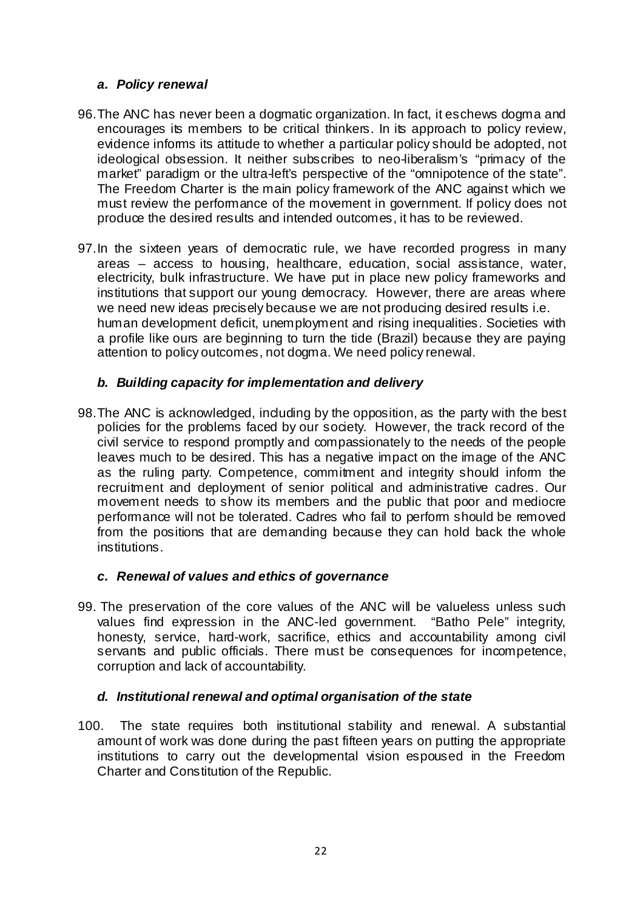### *a. Policy renewal*

96. The ANC has never been a dogmatic organization. In fact, it eschews dogma and encourages its members to be critical thinkers. In its approach to policy review, evidence informs its attitude to whether a particular policy should be adopted, not ideological obsession. It neither subscribes to neo-liberalism's "primacy of the market" paradigm or the ultra-left's perspective of the "omnipotence of the state". The Freedom Charter is the main policy framework of the ANC against which we must review the performance of the movement in government. If policy does not produce the desired results and intended outcomes, it has to be reviewed.

97. In the sixteen years of democratic rule, we have recorded progress in many areas – access to housing, healthcare, education, social assistance, water, electricity, bulk infrastructure. We have put in place new policy frameworks and institutions that support our young democracy. However, there are areas where we need new ideas precisely because we are not producing desired results i.e. human development deficit, unemployment and rising inequalities. Societies with a profile like ours are beginning to turn the tide (Brazil) because they are paying attention to policy outcomes, not dogma. We need policy renewal.

### *b. Building capacity for implementation and delivery*

98. The ANC is acknowledged, including by the opposition, as the party with the best policies for the problems faced by our society. However, the track record of the civil service to respond promptly and compassionately to the needs of the people leaves much to be desired. This has a negative impact on the image of the ANC as the ruling party. Competence, commitment and integrity should inform the recruitment and deployment of senior political and administrative cadres. Our movement needs to show its members and the public that poor and mediocre performance will not be tolerated. Cadres who fail to perform should be removed from the positions that are demanding because they can hold back the whole institutions.

### *c. Renewal of values and ethics of governance*

99. The preservation of the core values of the ANC will be valueless unless such values find expression in the ANC-led government. "Batho Pele" integrity, honesty, service, hard-work, sacrifice, ethics and accountability among civil servants and public officials. There must be consequences for incompetence, corruption and lack of accountability.

### *d. Institutional renewal and optimal organisation of the state*

100. The state requires both institutional stability and renewal. A substantial amount of work was done during the past fifteen years on putting the appropriate institutions to carry out the developmental vision espoused in the Freedom Charter and Constitution of the Republic.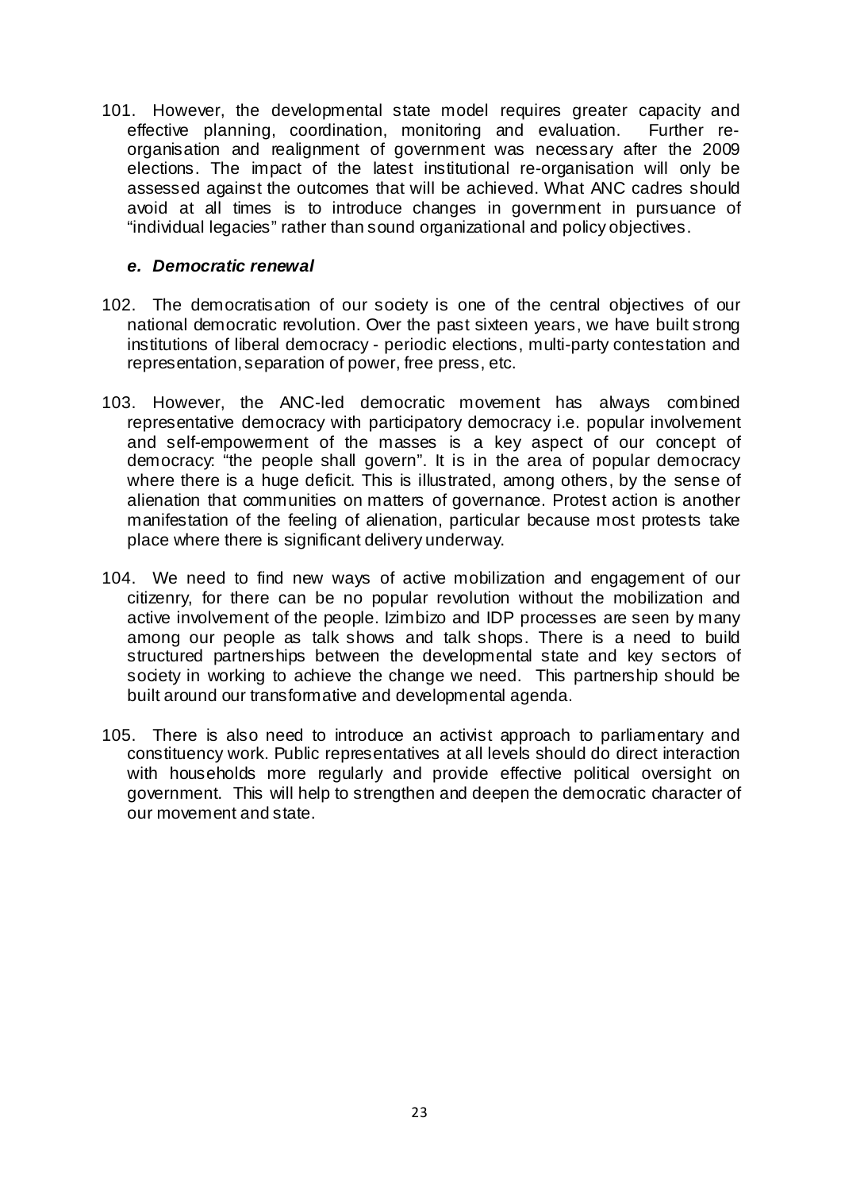101. However, the developmental state model requires greater capacity and effective planning, coordination, monitoring and evaluation. Further re-organisation and realignment of government was necessary after the 2009 elections. The impact of the latest institutional re-organisation will only be assessed against the outcomes that will be achieved. What ANC cadres should avoid at all times is to introduce changes in government in pursuance of "individual legacies" rather than sound organizational and policy objectives.

### *e. Democratic renewal*

102. The democratisation of our society is one of the central objectives of our national democratic revolution. Over the past sixteen years, we have built strong institutions of liberal democracy - periodic elections, multi-party contestation and representation, separation of power, free press, etc.

103. However, the ANC-led democratic movement has always combined representative democracy with participatory democracy i.e. popular involvement and self-empowerment of the masses is a key aspect of our concept of democracy: "the people shall govern". It is in the area of popular democracy where there is a huge deficit. This is illustrated, among others, by the sense of alienation that communities on matters of governance. Protest action is another manifestation of the feeling of alienation, particular because most protests take place where there is significant delivery underway.

104. We need to find new ways of active mobilization and engagement of our citizenry, for there can be no popular revolution without the mobilization and active involvement of the people. Izimbizo and IDP processes are seen by many among our people as talk shows and talk shops. There is a need to build structured partnerships between the developmental state and key sectors of society in working to achieve the change we need. This partnership should be built around our transformative and developmental agenda.

105. There is also need to introduce an activist approach to parliamentary and constituency work. Public representatives at all levels should do direct interaction with households more regularly and provide effective political oversight on government. This will help to strengthen and deepen the democratic character of our movement and state.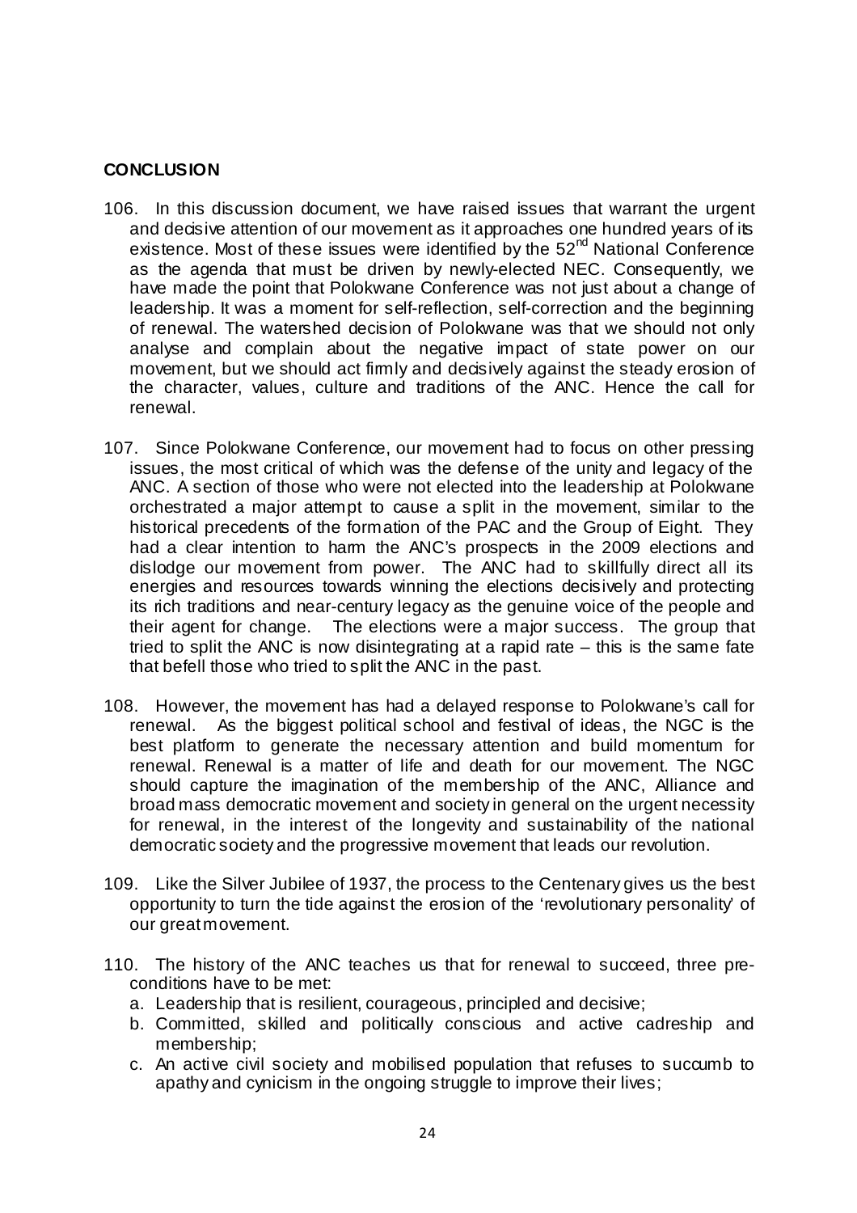**CONCLUSION**

106. In this discussion document, we have raised issues that warrant the urgent and decisive attention of our movement as it approaches one hundred years of its existence. Most of these issues were identified by the 52nd National Conference as the agenda that must be driven by newly-elected NEC. Consequently, we have made the point that Polokwane Conference was not just about a change of leadership. It was a moment for self-reflection, self-correction and the beginning of renewal. The watershed decision of Polokwane was that we should not only analyse and complain about the negative impact of state power on our movement, but we should act firmly and decisively against the steady erosion of the character, values, culture and traditions of the ANC. Hence the call for renewal.

107. Since Polokwane Conference, our movement had to focus on other pressing issues, the most critical of which was the defense of the unity and legacy of the ANC. A section of those who were not elected into the leadership at Polokwane orchestrated a major attempt to cause a split in the movement, similar to the historical precedents of the formation of the PAC and the Group of Eight. They had a clear intention to harm the ANC's prospects in the 2009 elections and dislodge our movement from power. The ANC had to skillfully direct all its energies and resources towards winning the elections decisively and protecting its rich traditions and near-century legacy as the genuine voice of the people and their agent for change. The elections were a major success. The group that tried to split the ANC is now disintegrating at a rapid rate – this is the same fate that befell those who tried to split the ANC in the past.

108. However, the movement has had a delayed response to Polokwane's call for renewal. As the biggest political school and festival of ideas, the NGC is the best platform to generate the necessary attention and build momentum for renewal. Renewal is a matter of life and death for our movement. The NGC should capture the imagination of the membership of the ANC, Alliance and broad mass democratic movement and society in general on the urgent necessity for renewal, in the interest of the longevity and sustainability of the national democratic society and the progressive movement that leads our revolution.

109. Like the Silver Jubilee of 1937, the process to the Centenary gives us the best opportunity to turn the tide against the erosion of the 'revolutionary personality' of our great movement.

110. The history of the ANC teaches us that for renewal to succeed, three pre-conditions have to be met:

a. Leadership that is resilient, courageous, principled and decisive;
b. Committed, skilled and politically conscious and active cadreship and membership;
c. An active civil society and mobilised population that refuses to succumb to apathy and cynicism in the ongoing struggle to improve their lives;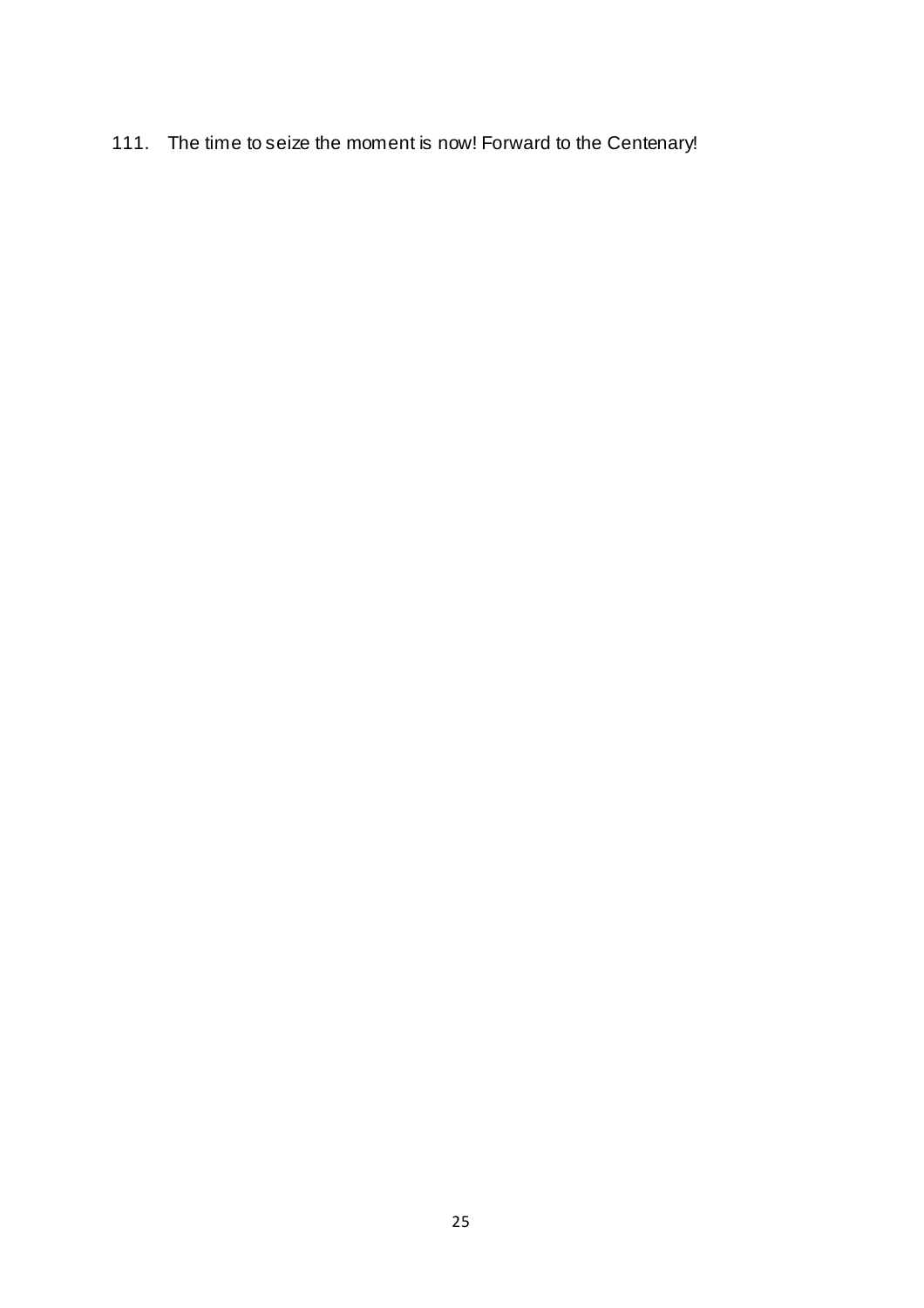111. The time to seize the moment is now! Forward to the Centenary!